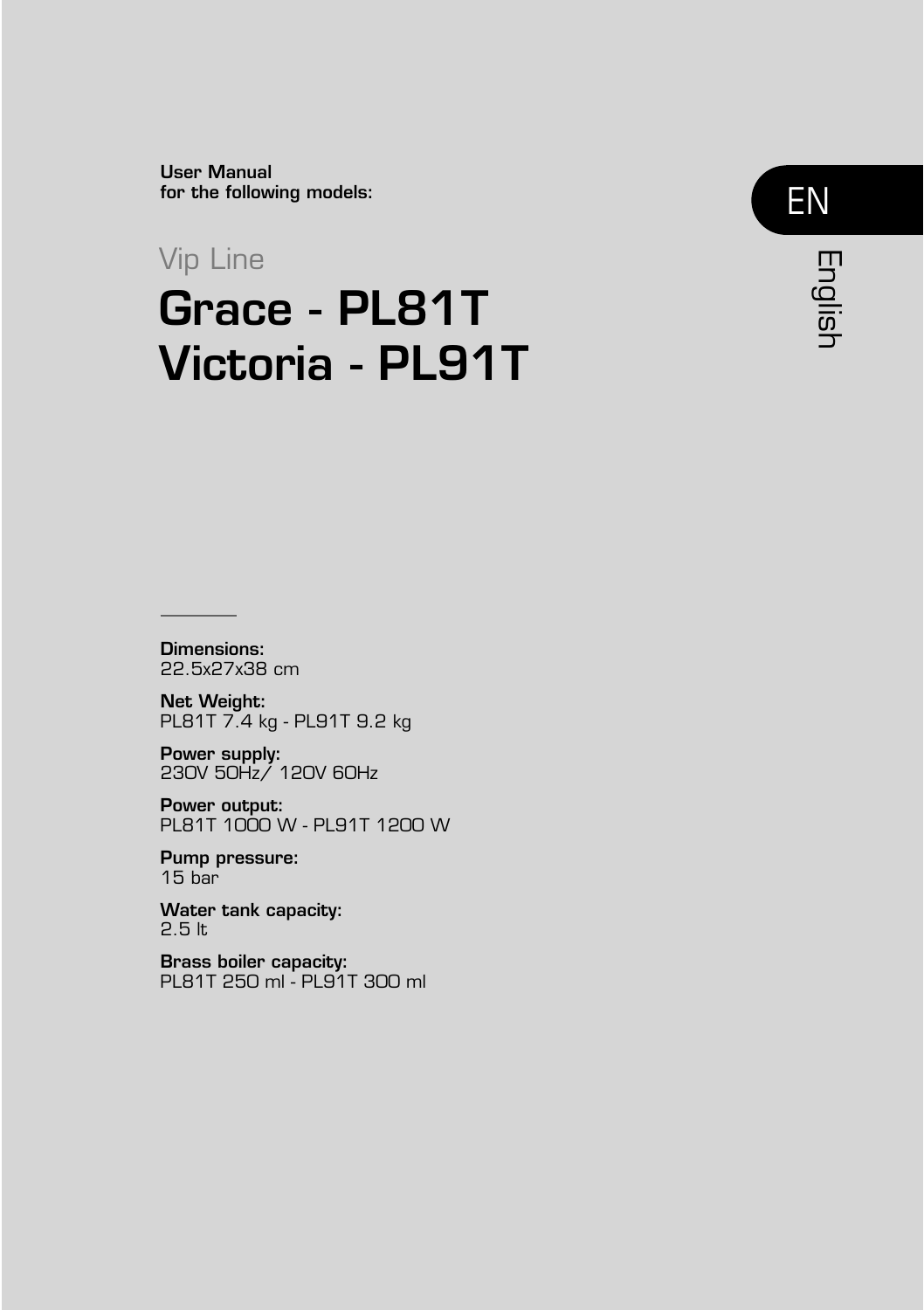**User Manual**
**for the following models:**

EN

English

Vip Line

# Grace - PL81T
# Victoria - PL91T

---

**Dimensions:**
22.5x27x38 cm

**Net Weight:**
PL81T 7.4 kg - PL91T 9.2 kg

**Power supply:**
230V 50Hz/ 120V 60Hz

**Power output:**
PL81T 1000 W - PL91T 1200 W

**Pump pressure:**
15 bar

**Water tank capacity:**
2.5 lt

**Brass boiler capacity:**
PL81T 250 ml - PL91T 300 ml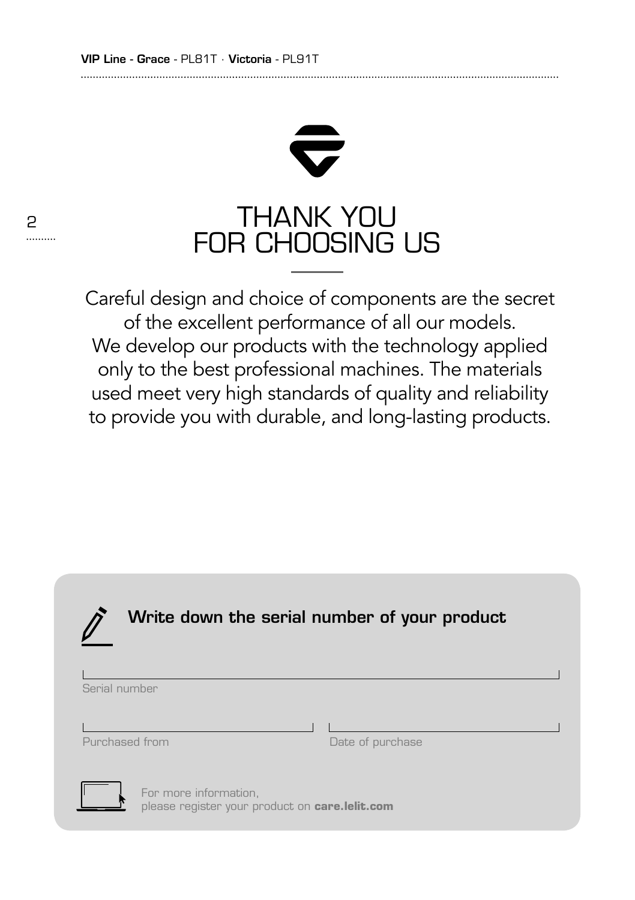# THANK YOU FOR CHOOSING US

Careful design and choice of components are the secret of the excellent performance of all our models.
We develop our products with the technology applied only to the best professional machines. The materials used meet very high standards of quality and reliability to provide you with durable, and long-lasting products.

**Write down the serial number of your product**

Serial number

Purchased from

Date of purchase

For more information,
please register your product on **care.lelit.com**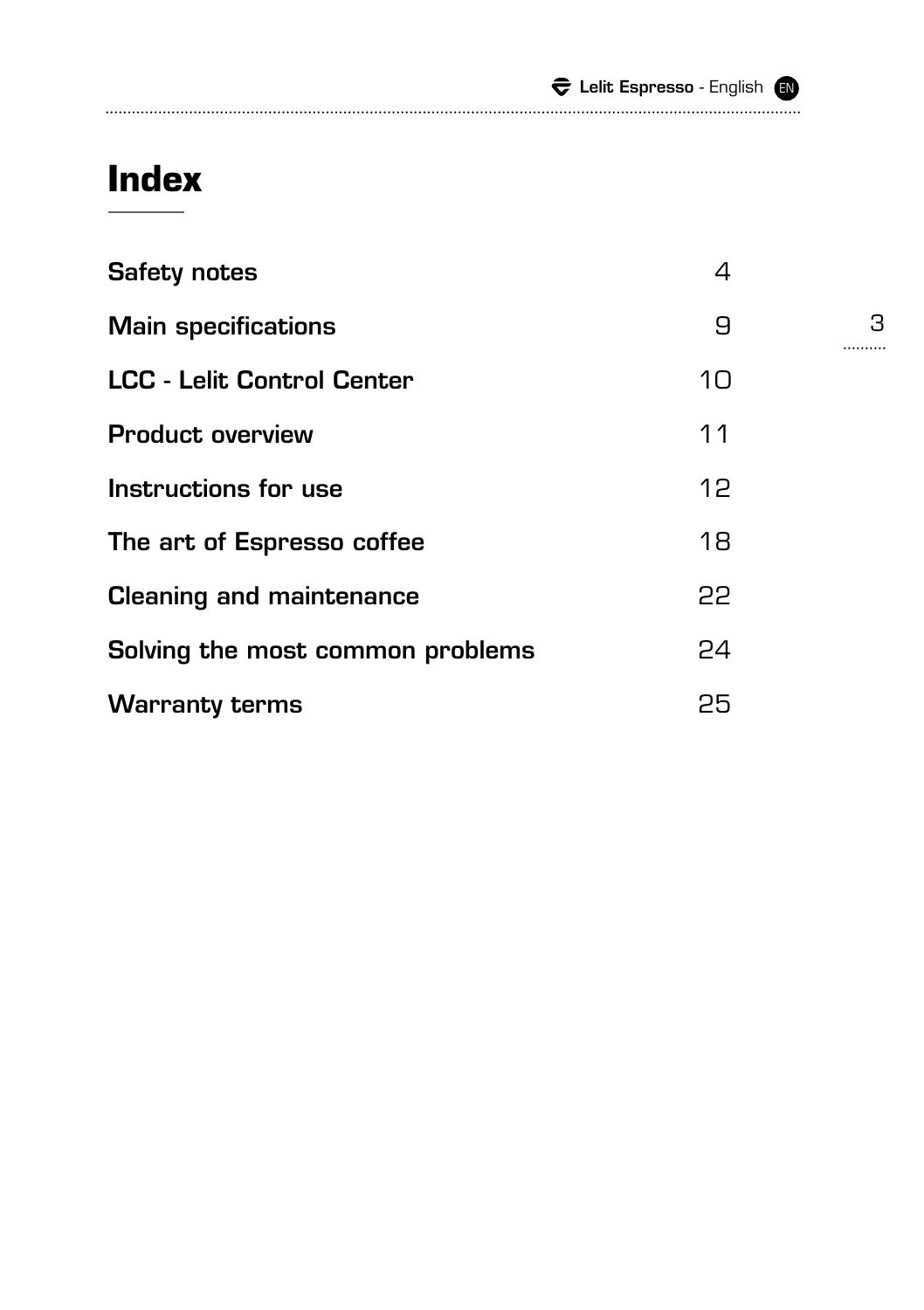# Index

| | |
|---|---|
| **Safety notes** | 4 |
| **Main specifications** | 9 |
| **LCC - Lelit Control Center** | 10 |
| **Product overview** | 11 |
| **Instructions for use** | 12 |
| **The art of Espresso coffee** | 18 |
| **Cleaning and maintenance** | 22 |
| **Solving the most common problems** | 24 |
| **Warranty terms** | 25 |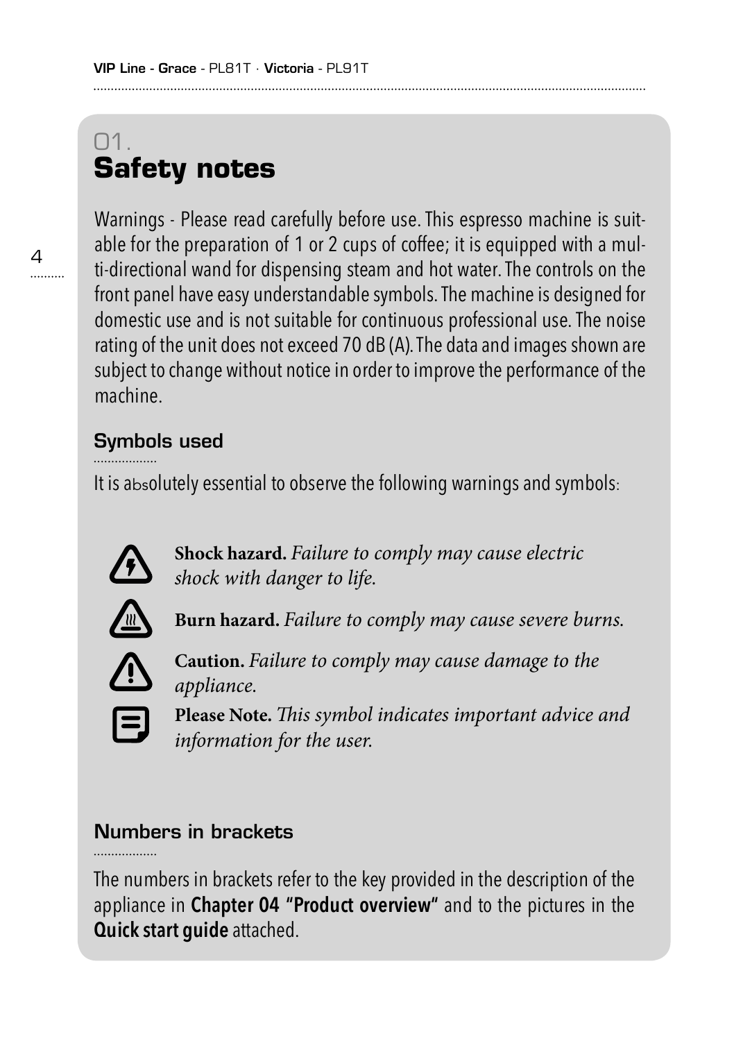## 01. Safety notes

Warnings - Please read carefully before use. This espresso machine is suitable for the preparation of 1 or 2 cups of coffee; it is equipped with a multi-directional wand for dispensing steam and hot water. The controls on the front panel have easy understandable symbols. The machine is designed for domestic use and is not suitable for continuous professional use. The noise rating of the unit does not exceed 70 dB (A). The data and images shown are subject to change without notice in order to improve the performance of the machine.

### Symbols used

It is absolutely essential to observe the following warnings and symbols:

**Shock hazard.** *Failure to comply may cause electric shock with danger to life.*

**Burn hazard.** *Failure to comply may cause severe burns.*

**Caution.** *Failure to comply may cause damage to the appliance.*

**Please Note.** *This symbol indicates important advice and information for the user.*

### Numbers in brackets

The numbers in brackets refer to the key provided in the description of the appliance in **Chapter 04 "Product overview"** and to the pictures in the **Quick start guide** attached.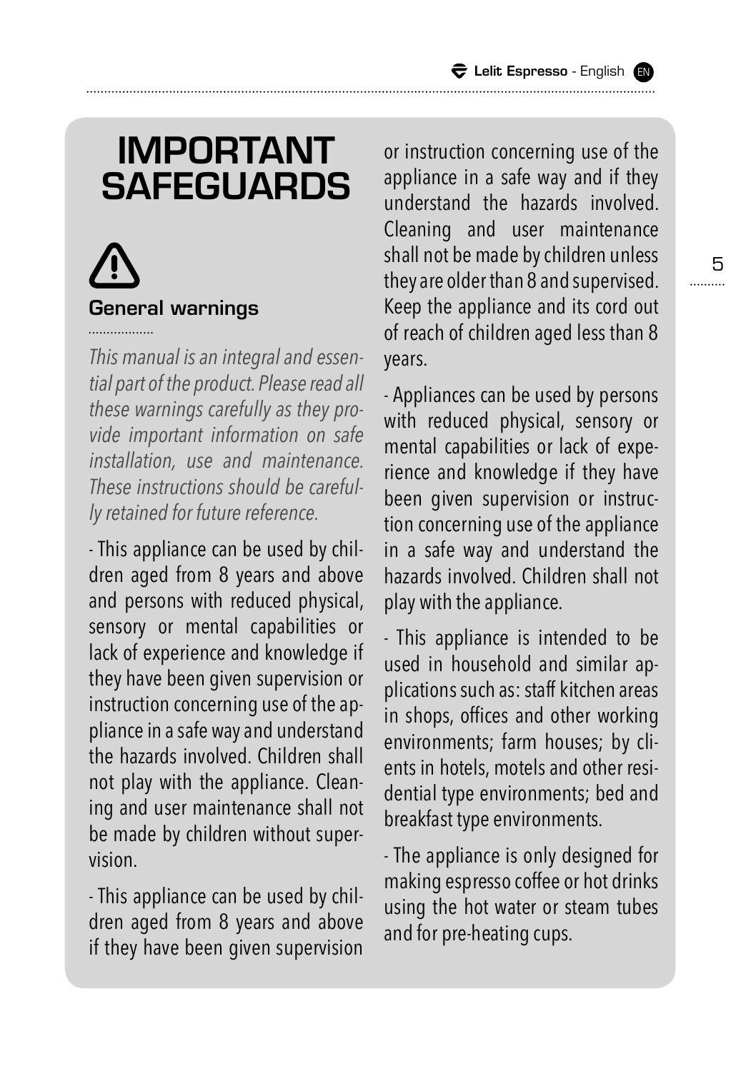# IMPORTANT SAFEGUARDS

## General warnings

*This manual is an integral and essential part of the product. Please read all these warnings carefully as they provide important information on safe installation, use and maintenance. These instructions should be carefully retained for future reference.*

- This appliance can be used by children aged from 8 years and above and persons with reduced physical, sensory or mental capabilities or lack of experience and knowledge if they have been given supervision or instruction concerning use of the appliance in a safe way and understand the hazards involved. Children shall not play with the appliance. Cleaning and user maintenance shall not be made by children without supervision.

- This appliance can be used by children aged from 8 years and above if they have been given supervision or instruction concerning use of the appliance in a safe way and if they understand the hazards involved. Cleaning and user maintenance shall not be made by children unless they are older than 8 and supervised. Keep the appliance and its cord out of reach of children aged less than 8 years.

- Appliances can be used by persons with reduced physical, sensory or mental capabilities or lack of experience and knowledge if they have been given supervision or instruction concerning use of the appliance in a safe way and understand the hazards involved. Children shall not play with the appliance.

- This appliance is intended to be used in household and similar applications such as: staff kitchen areas in shops, offices and other working environments; farm houses; by clients in hotels, motels and other residential type environments; bed and breakfast type environments.

- The appliance is only designed for making espresso coffee or hot drinks using the hot water or steam tubes and for pre-heating cups.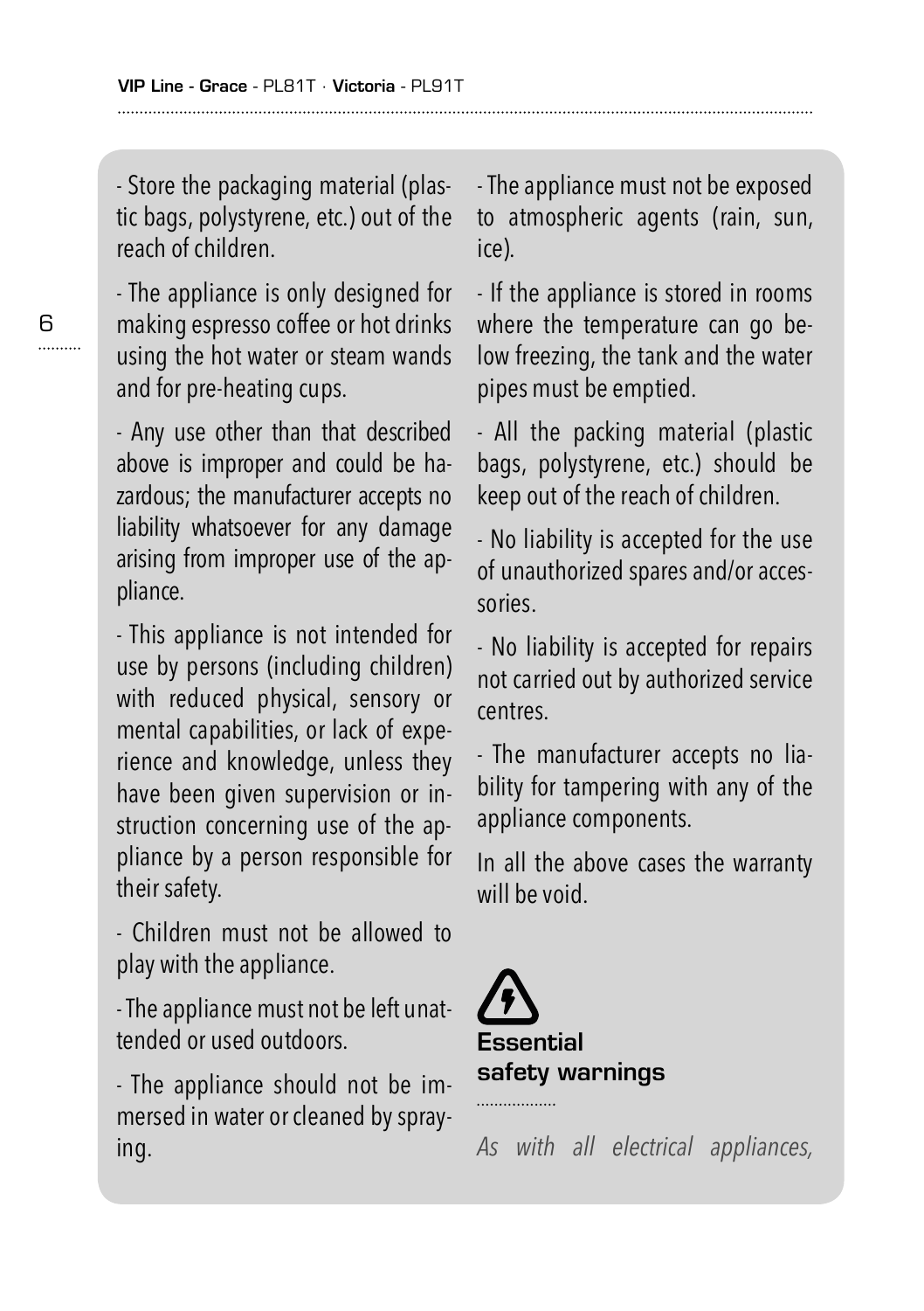- Store the packaging material (plastic bags, polystyrene, etc.) out of the reach of children.

- The appliance is only designed for making espresso coffee or hot drinks using the hot water or steam wands and for pre-heating cups.

- Any use other than that described above is improper and could be hazardous; the manufacturer accepts no liability whatsoever for any damage arising from improper use of the appliance.

- This appliance is not intended for use by persons (including children) with reduced physical, sensory or mental capabilities, or lack of experience and knowledge, unless they have been given supervision or instruction concerning use of the appliance by a person responsible for their safety.

- Children must not be allowed to play with the appliance.

- The appliance must not be left unattended or used outdoors.

- The appliance should not be immersed in water or cleaned by spraying.

- The appliance must not be exposed to atmospheric agents (rain, sun, ice).

- If the appliance is stored in rooms where the temperature can go below freezing, the tank and the water pipes must be emptied.

- All the packing material (plastic bags, polystyrene, etc.) should be keep out of the reach of children.

- No liability is accepted for the use of unauthorized spares and/or accessories.

- No liability is accepted for repairs not carried out by authorized service centres.

- The manufacturer accepts no liability for tampering with any of the appliance components.

In all the above cases the warranty will be void.

## Essential safety warnings

*As with all electrical appliances,*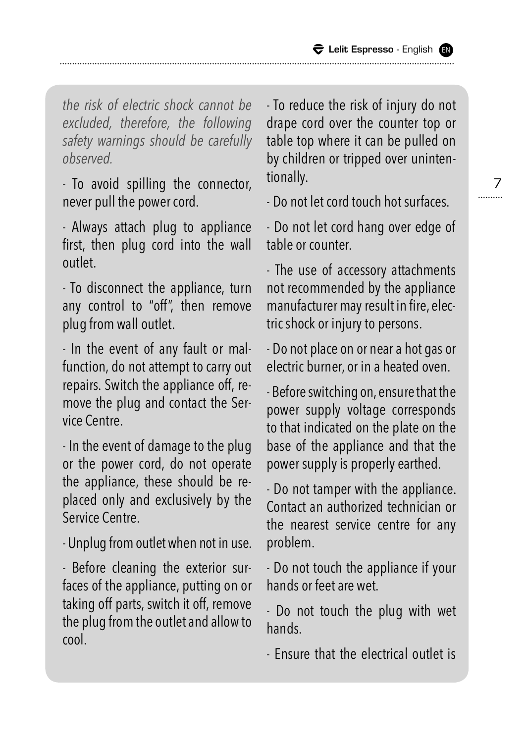*the risk of electric shock cannot be excluded, therefore, the following safety warnings should be carefully observed.*

- To avoid spilling the connector, never pull the power cord.

- Always attach plug to appliance first, then plug cord into the wall outlet.

- To disconnect the appliance, turn any control to "off", then remove plug from wall outlet.

- In the event of any fault or malfunction, do not attempt to carry out repairs. Switch the appliance off, remove the plug and contact the Service Centre.

- In the event of damage to the plug or the power cord, do not operate the appliance, these should be replaced only and exclusively by the Service Centre.

- Unplug from outlet when not in use.

- Before cleaning the exterior surfaces of the appliance, putting on or taking off parts, switch it off, remove the plug from the outlet and allow to cool.

- To reduce the risk of injury do not drape cord over the counter top or table top where it can be pulled on by children or tripped over unintentionally.

- Do not let cord touch hot surfaces.

- Do not let cord hang over edge of table or counter.

- The use of accessory attachments not recommended by the appliance manufacturer may result in fire, electric shock or injury to persons.

- Do not place on or near a hot gas or electric burner, or in a heated oven.

- Before switching on, ensure that the power supply voltage corresponds to that indicated on the plate on the base of the appliance and that the power supply is properly earthed.

- Do not tamper with the appliance. Contact an authorized technician or the nearest service centre for any problem.

- Do not touch the appliance if your hands or feet are wet.

- Do not touch the plug with wet hands.

- Ensure that the electrical outlet is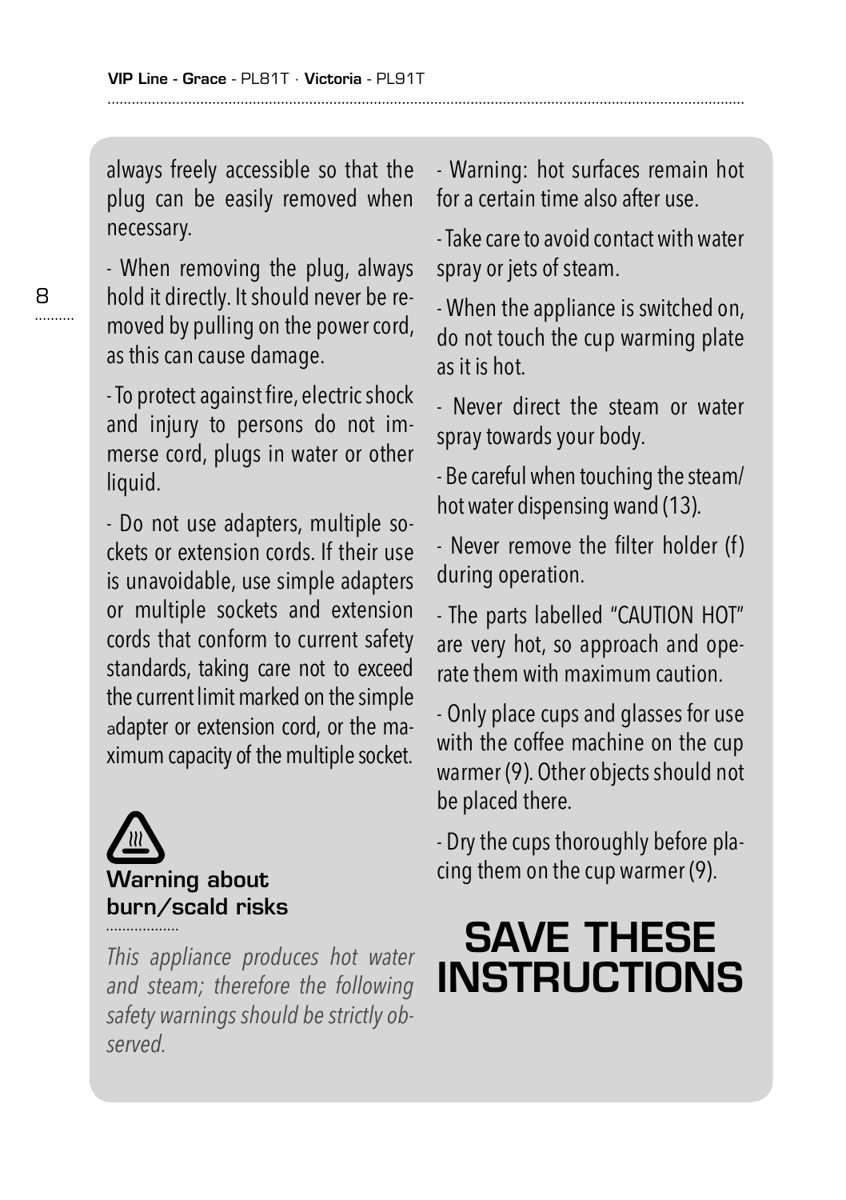always freely accessible so that the plug can be easily removed when necessary.

- When removing the plug, always hold it directly. It should never be removed by pulling on the power cord, as this can cause damage.

- To protect against fire, electric shock and injury to persons do not immerse cord, plugs in water or other liquid.

- Do not use adapters, multiple sockets or extension cords. If their use is unavoidable, use simple adapters or multiple sockets and extension cords that conform to current safety standards, taking care not to exceed the current limit marked on the simple adapter or extension cord, or the maximum capacity of the multiple socket.

### Warning about burn/scald risks

*This appliance produces hot water and steam; therefore the following safety warnings should be strictly observed.*

- Warning: hot surfaces remain hot for a certain time also after use.

- Take care to avoid contact with water spray or jets of steam.

- When the appliance is switched on, do not touch the cup warming plate as it is hot.

- Never direct the steam or water spray towards your body.

- Be careful when touching the steam/hot water dispensing wand (13).

- Never remove the filter holder (f) during operation.

- The parts labelled "CAUTION HOT" are very hot, so approach and operate them with maximum caution.

- Only place cups and glasses for use with the coffee machine on the cup warmer (9). Other objects should not be placed there.

- Dry the cups thoroughly before placing them on the cup warmer (9).

# SAVE THESE INSTRUCTIONS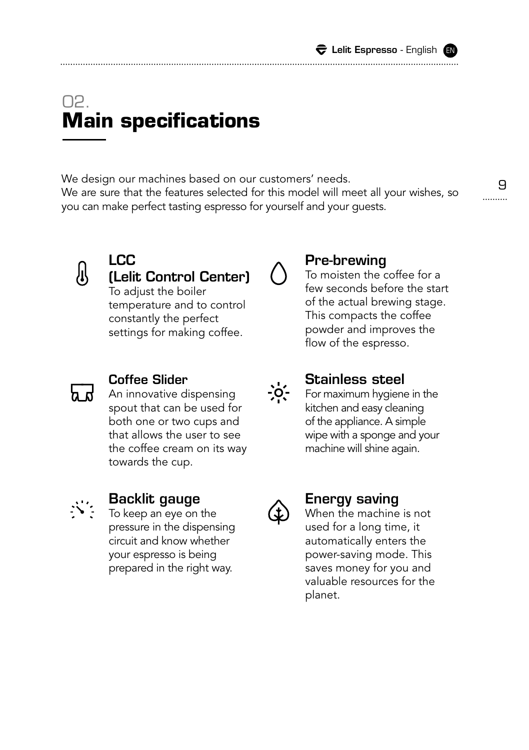# 02.
# Main specifications

We design our machines based on our customers' needs.
We are sure that the features selected for this model will meet all your wishes, so you can make perfect tasting espresso for yourself and your guests.

### LCC (Lelit Control Center)

To adjust the boiler temperature and to control constantly the perfect settings for making coffee.

### Pre-brewing

To moisten the coffee for a few seconds before the start of the actual brewing stage. This compacts the coffee powder and improves the flow of the espresso.

### Coffee Slider

An innovative dispensing spout that can be used for both one or two cups and that allows the user to see the coffee cream on its way towards the cup.

### Stainless steel

For maximum hygiene in the kitchen and easy cleaning of the appliance. A simple wipe with a sponge and your machine will shine again.

### Backlit gauge

To keep an eye on the pressure in the dispensing circuit and know whether your espresso is being prepared in the right way.

### Energy saving

When the machine is not used for a long time, it automatically enters the power-saving mode. This saves money for you and valuable resources for the planet.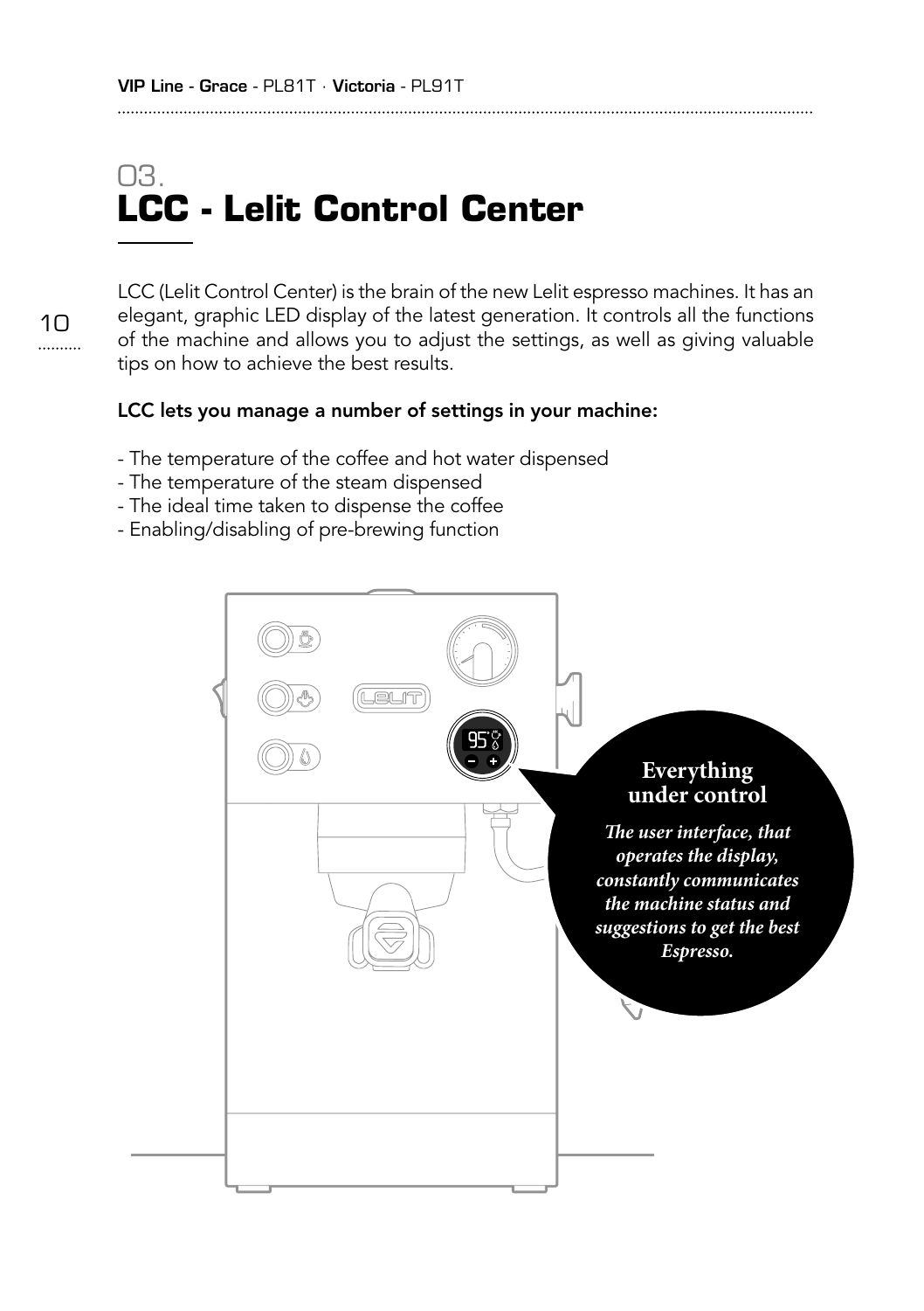# 03.
# LCC - Lelit Control Center

LCC (Lelit Control Center) is the brain of the new Lelit espresso machines. It has an elegant, graphic LED display of the latest generation. It controls all the functions of the machine and allows you to adjust the settings, as well as giving valuable tips on how to achieve the best results.

**LCC lets you manage a number of settings in your machine:**

- The temperature of the coffee and hot water dispensed
- The temperature of the steam dispensed
- The ideal time taken to dispense the coffee
- Enabling/disabling of pre-brewing function

**Everything under control**

***The user interface, that operates the display, constantly communicates the machine status and suggestions to get the best Espresso.***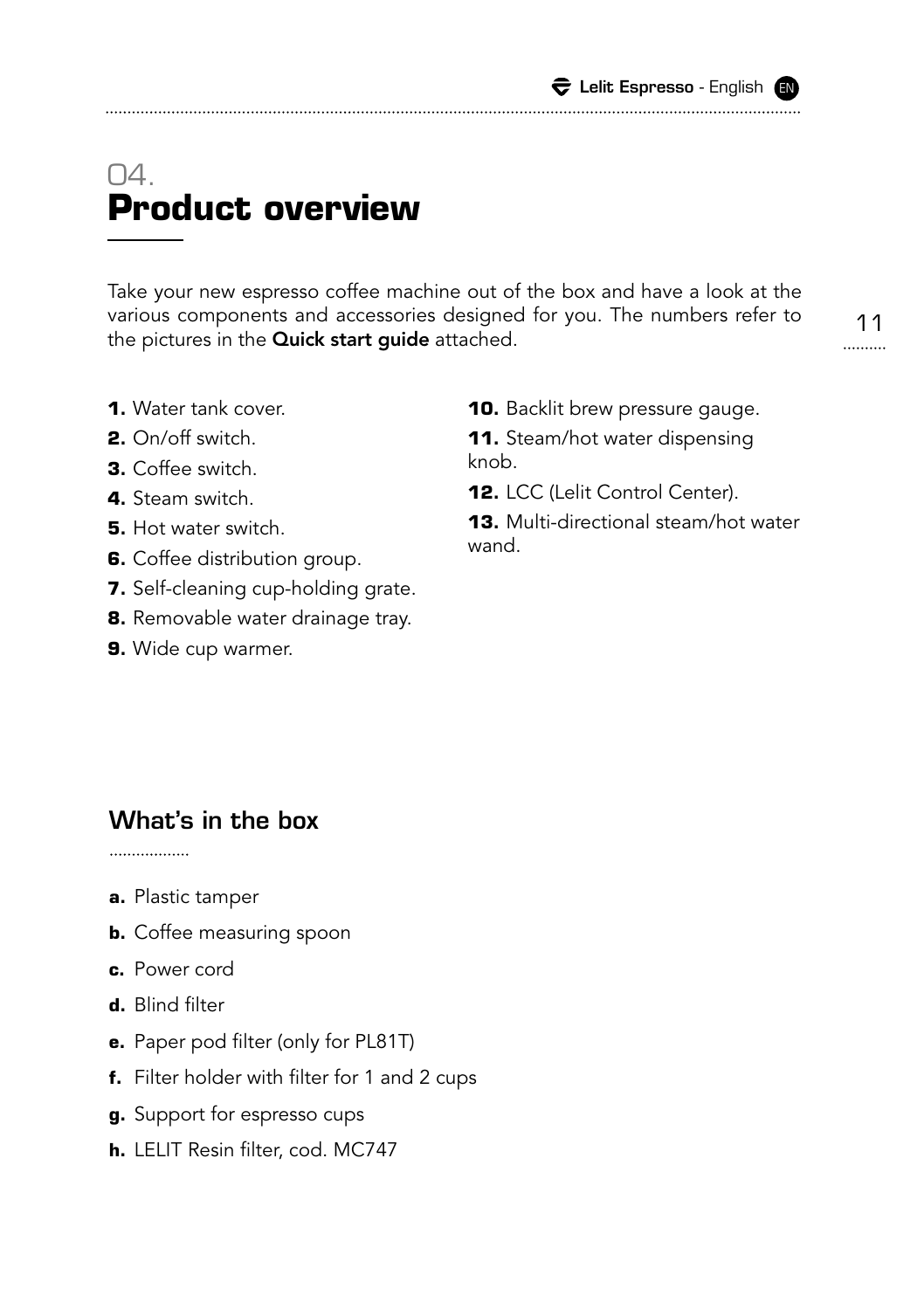# 04. Product overview

Take your new espresso coffee machine out of the box and have a look at the various components and accessories designed for you. The numbers refer to the pictures in the **Quick start guide** attached.

**1.** Water tank cover.
**2.** On/off switch.
**3.** Coffee switch.
**4.** Steam switch.
**5.** Hot water switch.
**6.** Coffee distribution group.
**7.** Self-cleaning cup-holding grate.
**8.** Removable water drainage tray.
**9.** Wide cup warmer.
**10.** Backlit brew pressure gauge.
**11.** Steam/hot water dispensing knob.
**12.** LCC (Lelit Control Center).
**13.** Multi-directional steam/hot water wand.

## What's in the box

**a.** Plastic tamper
**b.** Coffee measuring spoon
**c.** Power cord
**d.** Blind filter
**e.** Paper pod filter (only for PL81T)
**f.** Filter holder with filter for 1 and 2 cups
**g.** Support for espresso cups
**h.** LELIT Resin filter, cod. MC747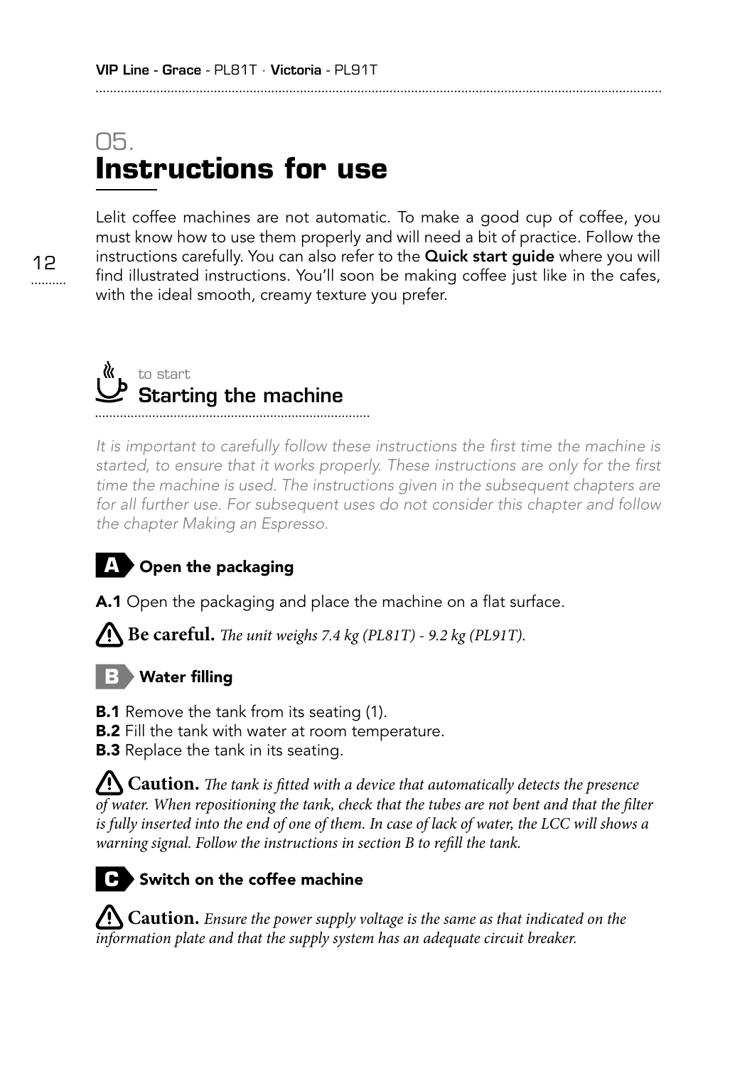# 05. Instructions for use

Lelit coffee machines are not automatic. To make a good cup of coffee, you must know how to use them properly and will need a bit of practice. Follow the instructions carefully. You can also refer to the **Quick start guide** where you will find illustrated instructions. You'll soon be making coffee just like in the cafes, with the ideal smooth, creamy texture you prefer.

## to start
## Starting the machine

*It is important to carefully follow these instructions the first time the machine is started, to ensure that it works properly. These instructions are only for the first time the machine is used. The instructions given in the subsequent chapters are for all further use. For subsequent uses do not consider this chapter and follow the chapter Making an Espresso.*

### A Open the packaging

**A.1** Open the packaging and place the machine on a flat surface.

⚠ **Be careful.** *The unit weighs 7.4 kg (PL81T) - 9.2 kg (PL91T).*

### B Water filling

**B.1** Remove the tank from its seating (1).
**B.2** Fill the tank with water at room temperature.
**B.3** Replace the tank in its seating.

⚠ **Caution.** *The tank is fitted with a device that automatically detects the presence of water. When repositioning the tank, check that the tubes are not bent and that the filter is fully inserted into the end of one of them. In case of lack of water, the LCC will shows a warning signal. Follow the instructions in section B to refill the tank.*

### C Switch on the coffee machine

⚠ **Caution.** *Ensure the power supply voltage is the same as that indicated on the information plate and that the supply system has an adequate circuit breaker.*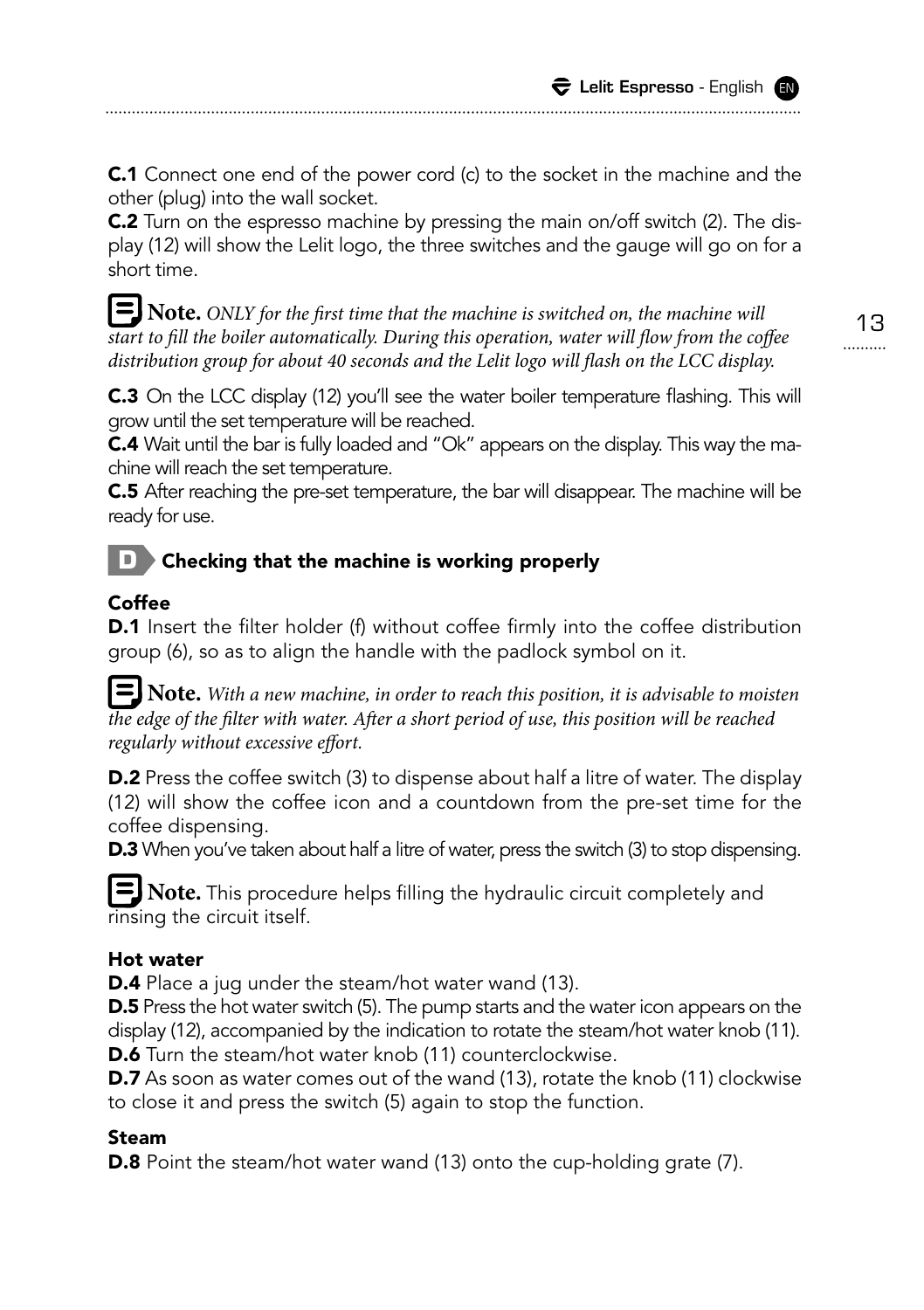**C.1** Connect one end of the power cord (c) to the socket in the machine and the other (plug) into the wall socket.
**C.2** Turn on the espresso machine by pressing the main on/off switch (2). The display (12) will show the Lelit logo, the three switches and the gauge will go on for a short time.

**Note.** *ONLY for the first time that the machine is switched on, the machine will start to fill the boiler automatically. During this operation, water will flow from the coffee distribution group for about 40 seconds and the Lelit logo will flash on the LCC display.*

**C.3** On the LCC display (12) you'll see the water boiler temperature flashing. This will grow until the set temperature will be reached.
**C.4** Wait until the bar is fully loaded and "Ok" appears on the display. This way the machine will reach the set temperature.
**C.5** After reaching the pre-set temperature, the bar will disappear. The machine will be ready for use.

## D Checking that the machine is working properly

### Coffee

**D.1** Insert the filter holder (f) without coffee firmly into the coffee distribution group (6), so as to align the handle with the padlock symbol on it.

**Note.** *With a new machine, in order to reach this position, it is advisable to moisten the edge of the filter with water. After a short period of use, this position will be reached regularly without excessive effort.*

**D.2** Press the coffee switch (3) to dispense about half a litre of water. The display (12) will show the coffee icon and a countdown from the pre-set time for the coffee dispensing.
**D.3** When you've taken about half a litre of water, press the switch (3) to stop dispensing.

**Note.** This procedure helps filling the hydraulic circuit completely and rinsing the circuit itself.

### Hot water

**D.4** Place a jug under the steam/hot water wand (13).
**D.5** Press the hot water switch (5). The pump starts and the water icon appears on the display (12), accompanied by the indication to rotate the steam/hot water knob (11).
**D.6** Turn the steam/hot water knob (11) counterclockwise.
**D.7** As soon as water comes out of the wand (13), rotate the knob (11) clockwise to close it and press the switch (5) again to stop the function.

### Steam

**D.8** Point the steam/hot water wand (13) onto the cup-holding grate (7).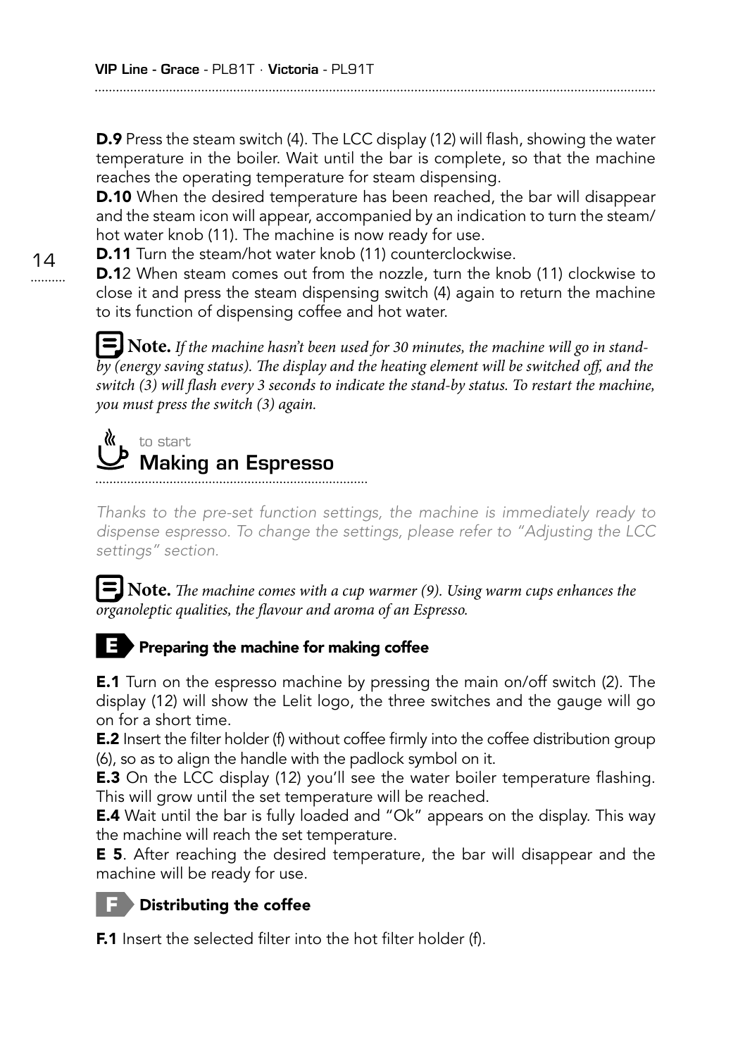**D.9** Press the steam switch (4). The LCC display (12) will flash, showing the water temperature in the boiler. Wait until the bar is complete, so that the machine reaches the operating temperature for steam dispensing.

**D.10** When the desired temperature has been reached, the bar will disappear and the steam icon will appear, accompanied by an indication to turn the steam/hot water knob (11). The machine is now ready for use.

**D.11** Turn the steam/hot water knob (11) counterclockwise.

**D.1**2 When steam comes out from the nozzle, turn the knob (11) clockwise to close it and press the steam dispensing switch (4) again to return the machine to its function of dispensing coffee and hot water.

**Note.** *If the machine hasn't been used for 30 minutes, the machine will go in stand-by (energy saving status). The display and the heating element will be switched off, and the switch (3) will flash every 3 seconds to indicate the stand-by status. To restart the machine, you must press the switch (3) again.*

to start

## Making an Espresso

*Thanks to the pre-set function settings, the machine is immediately ready to dispense espresso. To change the settings, please refer to "Adjusting the LCC settings" section.*

**Note.** *The machine comes with a cup warmer (9). Using warm cups enhances the organoleptic qualities, the flavour and aroma of an Espresso.*

### E Preparing the machine for making coffee

**E.1** Turn on the espresso machine by pressing the main on/off switch (2). The display (12) will show the Lelit logo, the three switches and the gauge will go on for a short time.

**E.2** Insert the filter holder (f) without coffee firmly into the coffee distribution group (6), so as to align the handle with the padlock symbol on it.

**E.3** On the LCC display (12) you'll see the water boiler temperature flashing. This will grow until the set temperature will be reached.

**E.4** Wait until the bar is fully loaded and "Ok" appears on the display. This way the machine will reach the set temperature.

**E 5**. After reaching the desired temperature, the bar will disappear and the machine will be ready for use.

### F Distributing the coffee

**F.1** Insert the selected filter into the hot filter holder (f).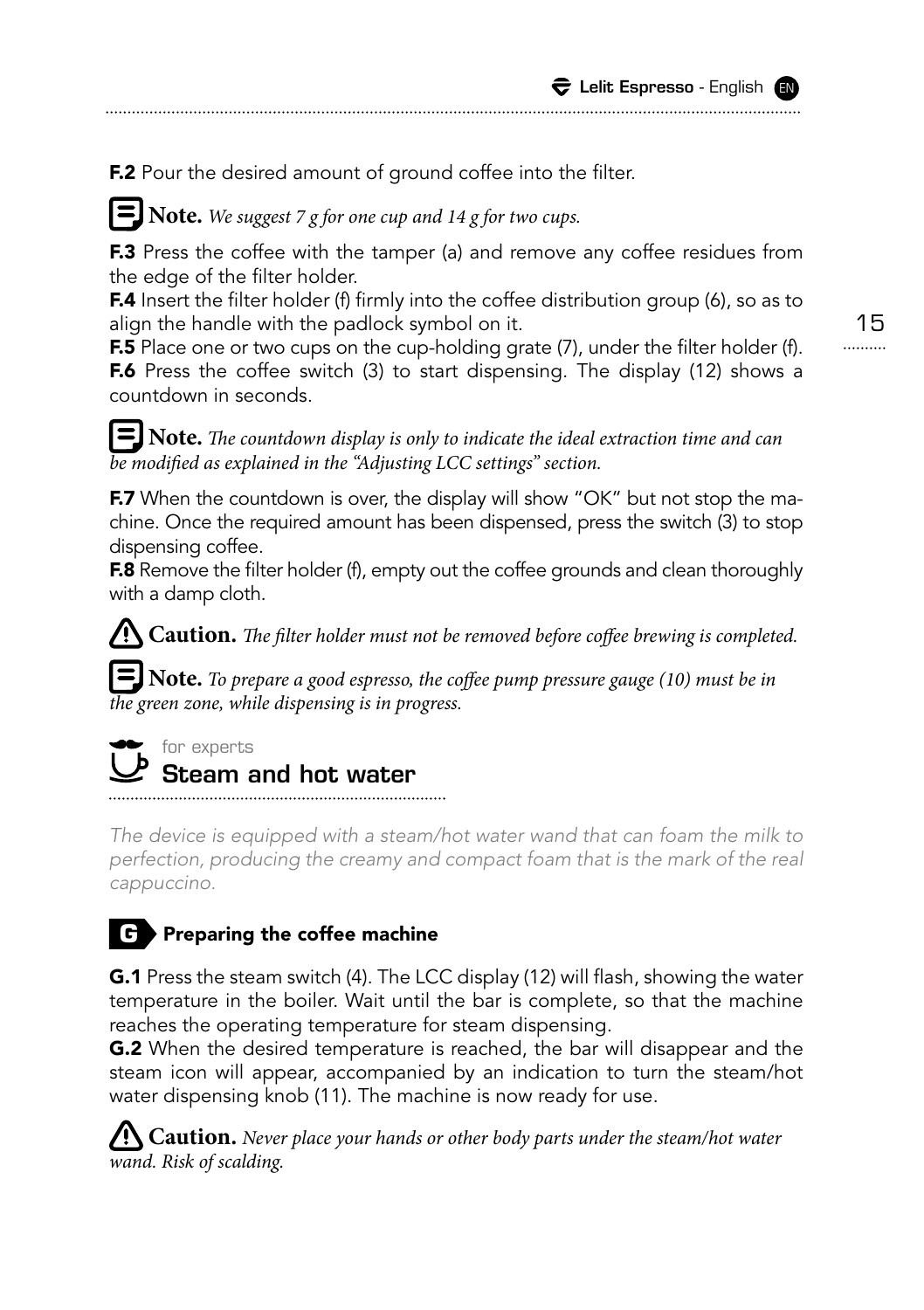**F.2** Pour the desired amount of ground coffee into the filter.

**Note.** *We suggest 7 g for one cup and 14 g for two cups.*

**F.3** Press the coffee with the tamper (a) and remove any coffee residues from the edge of the filter holder.
**F.4** Insert the filter holder (f) firmly into the coffee distribution group (6), so as to align the handle with the padlock symbol on it.
**F.5** Place one or two cups on the cup-holding grate (7), under the filter holder (f).
**F.6** Press the coffee switch (3) to start dispensing. The display (12) shows a countdown in seconds.

**Note.** *The countdown display is only to indicate the ideal extraction time and can be modified as explained in the "Adjusting LCC settings" section.*

**F.7** When the countdown is over, the display will show "OK" but not stop the machine. Once the required amount has been dispensed, press the switch (3) to stop dispensing coffee.
**F.8** Remove the filter holder (f), empty out the coffee grounds and clean thoroughly with a damp cloth.

**Caution.** *The filter holder must not be removed before coffee brewing is completed.*

**Note.** *To prepare a good espresso, the coffee pump pressure gauge (10) must be in the green zone, while dispensing is in progress.*

for experts

## Steam and hot water

*The device is equipped with a steam/hot water wand that can foam the milk to perfection, producing the creamy and compact foam that is the mark of the real cappuccino.*

### G Preparing the coffee machine

**G.1** Press the steam switch (4). The LCC display (12) will flash, showing the water temperature in the boiler. Wait until the bar is complete, so that the machine reaches the operating temperature for steam dispensing.
**G.2** When the desired temperature is reached, the bar will disappear and the steam icon will appear, accompanied by an indication to turn the steam/hot water dispensing knob (11). The machine is now ready for use.

**Caution.** *Never place your hands or other body parts under the steam/hot water wand. Risk of scalding.*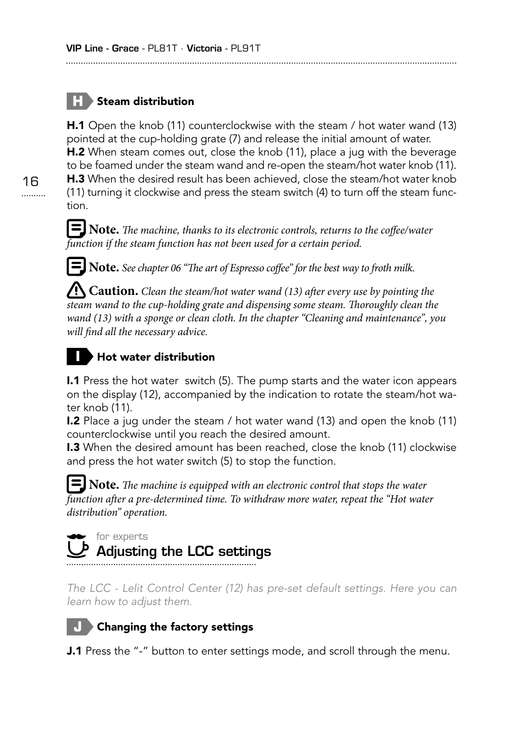## H Steam distribution

**H.1** Open the knob (11) counterclockwise with the steam / hot water wand (13) pointed at the cup-holding grate (7) and release the initial amount of water.
**H.2** When steam comes out, close the knob (11), place a jug with the beverage to be foamed under the steam wand and re-open the steam/hot water knob (11).
**H.3** When the desired result has been achieved, close the steam/hot water knob (11) turning it clockwise and press the steam switch (4) to turn off the steam function.

**Note.** *The machine, thanks to its electronic controls, returns to the coffee/water function if the steam function has not been used for a certain period.*

**Note.** *See chapter 06 "The art of Espresso coffee" for the best way to froth milk.*

**Caution.** *Clean the steam/hot water wand (13) after every use by pointing the steam wand to the cup-holding grate and dispensing some steam. Thoroughly clean the wand (13) with a sponge or clean cloth. In the chapter "Cleaning and maintenance", you will find all the necessary advice.*

## I Hot water distribution

**I.1** Press the hot water switch (5). The pump starts and the water icon appears on the display (12), accompanied by the indication to rotate the steam/hot water knob (11).
**I.2** Place a jug under the steam / hot water wand (13) and open the knob (11) counterclockwise until you reach the desired amount.
**I.3** When the desired amount has been reached, close the knob (11) clockwise and press the hot water switch (5) to stop the function.

**Note.** *The machine is equipped with an electronic control that stops the water function after a pre-determined time. To withdraw more water, repeat the "Hot water distribution" operation.*

for experts

# Adjusting the LCC settings

*The LCC - Lelit Control Center (12) has pre-set default settings. Here you can learn how to adjust them.*

## J Changing the factory settings

**J.1** Press the "-" button to enter settings mode, and scroll through the menu.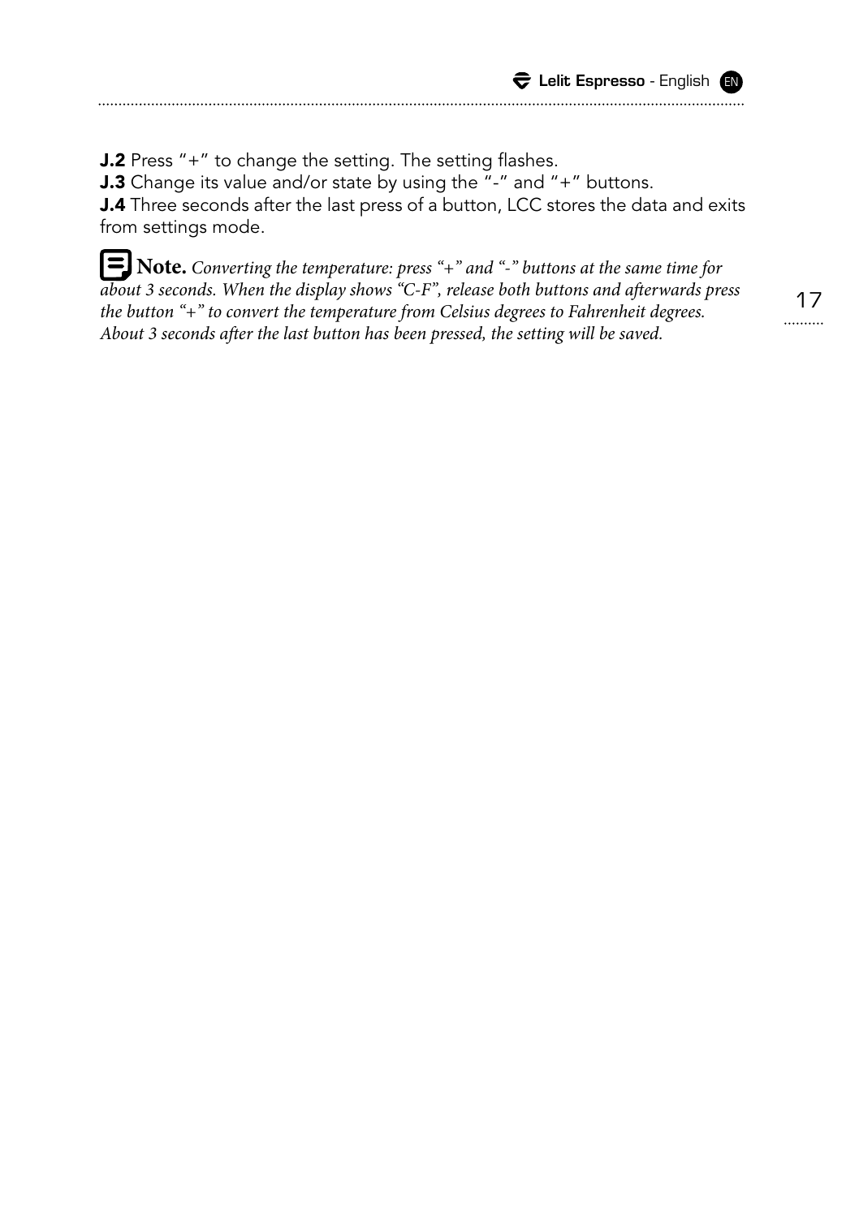**J.2** Press "+" to change the setting. The setting flashes.
**J.3** Change its value and/or state by using the "-" and "+" buttons.
**J.4** Three seconds after the last press of a button, LCC stores the data and exits from settings mode.

**Note.** *Converting the temperature: press "+" and "-" buttons at the same time for about 3 seconds. When the display shows "C-F", release both buttons and afterwards press the button "+" to convert the temperature from Celsius degrees to Fahrenheit degrees. About 3 seconds after the last button has been pressed, the setting will be saved.*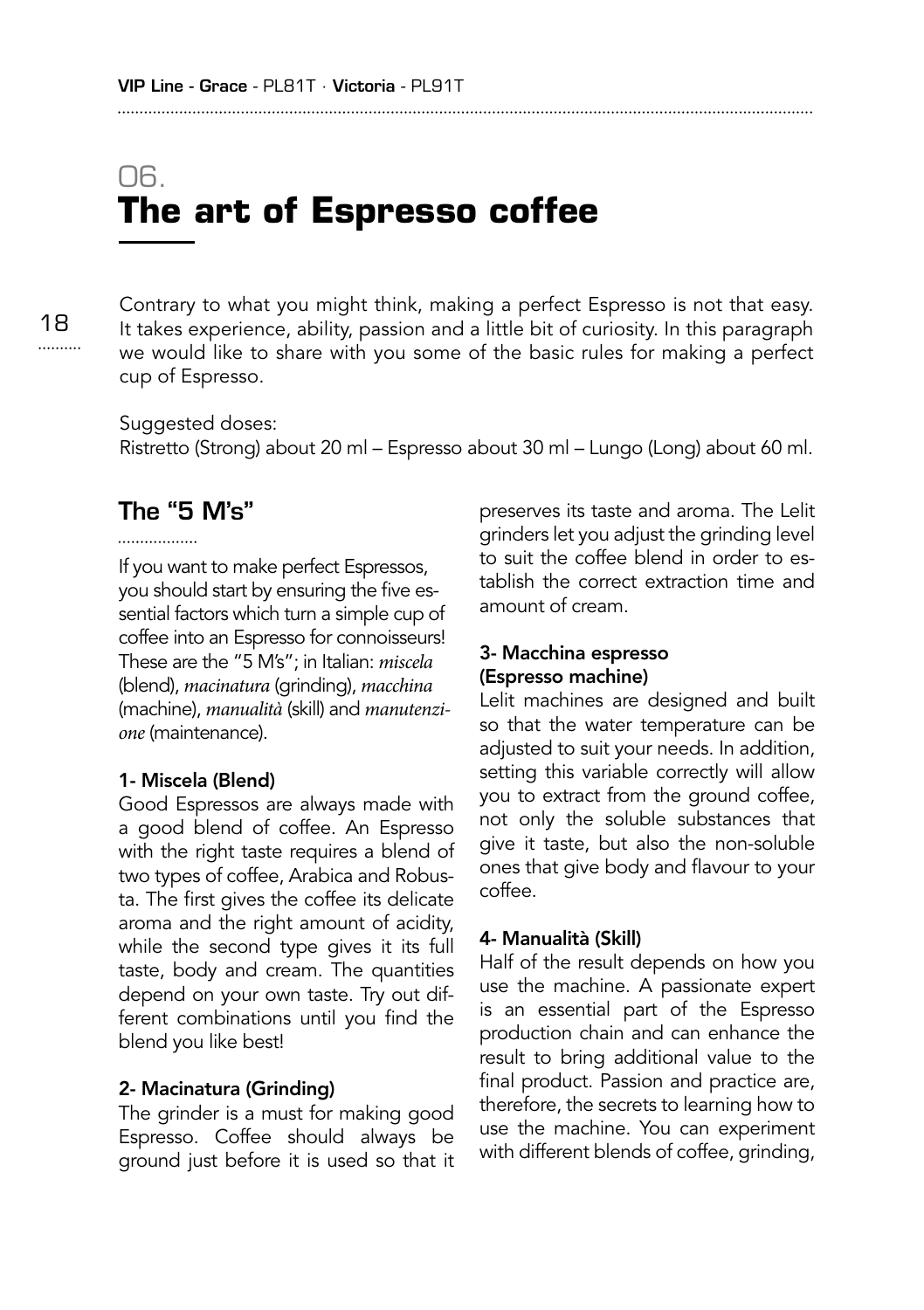# 06.

# The art of Espresso coffee

Contrary to what you might think, making a perfect Espresso is not that easy. It takes experience, ability, passion and a little bit of curiosity. In this paragraph we would like to share with you some of the basic rules for making a perfect cup of Espresso.

Suggested doses:
Ristretto (Strong) about 20 ml – Espresso about 30 ml – Lungo (Long) about 60 ml.

## The "5 M's"

If you want to make perfect Espressos, you should start by ensuring the five essential factors which turn a simple cup of coffee into an Espresso for connoisseurs! These are the "5 M's"; in Italian: *miscela* (blend), *macinatura* (grinding), *macchina* (machine), *manualità* (skill) and *manutenzione* (maintenance).

### 1- Miscela (Blend)

Good Espressos are always made with a good blend of coffee. An Espresso with the right taste requires a blend of two types of coffee, Arabica and Robusta. The first gives the coffee its delicate aroma and the right amount of acidity, while the second type gives it its full taste, body and cream. The quantities depend on your own taste. Try out different combinations until you find the blend you like best!

### 2- Macinatura (Grinding)

The grinder is a must for making good Espresso. Coffee should always be ground just before it is used so that it preserves its taste and aroma. The Lelit grinders let you adjust the grinding level to suit the coffee blend in order to establish the correct extraction time and amount of cream.

### 3- Macchina espresso (Espresso machine)

Lelit machines are designed and built so that the water temperature can be adjusted to suit your needs. In addition, setting this variable correctly will allow you to extract from the ground coffee, not only the soluble substances that give it taste, but also the non-soluble ones that give body and flavour to your coffee.

### 4- Manualità (Skill)

Half of the result depends on how you use the machine. A passionate expert is an essential part of the Espresso production chain and can enhance the result to bring additional value to the final product. Passion and practice are, therefore, the secrets to learning how to use the machine. You can experiment with different blends of coffee, grinding,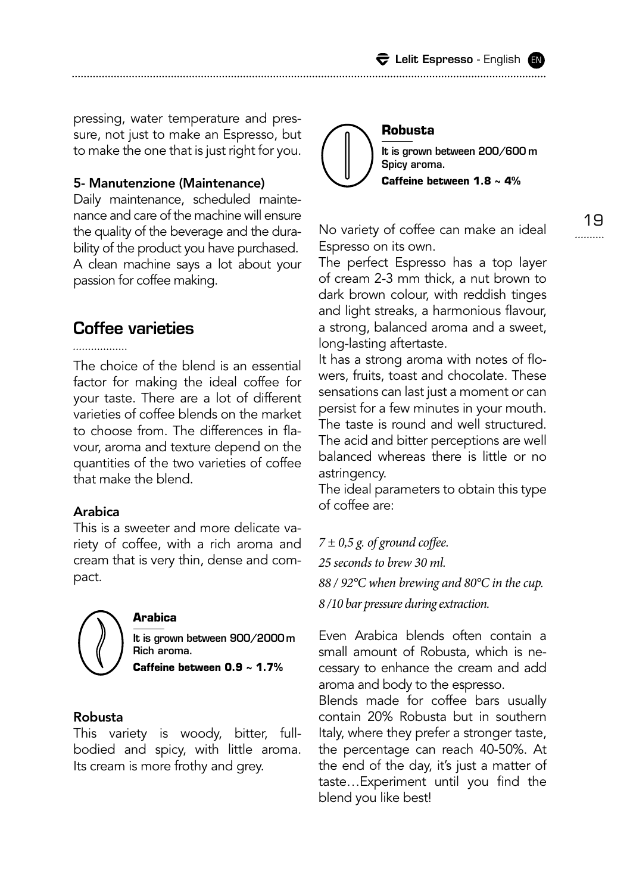pressing, water temperature and pressure, not just to make an Espresso, but to make the one that is just right for you.

**5- Manutenzione (Maintenance)**
Daily maintenance, scheduled maintenance and care of the machine will ensure the quality of the beverage and the durability of the product you have purchased. A clean machine says a lot about your passion for coffee making.

## Coffee varieties

The choice of the blend is an essential factor for making the ideal coffee for your taste. There are a lot of different varieties of coffee blends on the market to choose from. The differences in flavour, aroma and texture depend on the quantities of the two varieties of coffee that make the blend.

**Arabica**
This is a sweeter and more delicate variety of coffee, with a rich aroma and cream that is very thin, dense and compact.

**Arabica**
It is grown between 900/2000 m
Rich aroma.
**Caffeine between 0.9 ~ 1.7%**

**Robusta**
This variety is woody, bitter, full-bodied and spicy, with little aroma. Its cream is more frothy and grey.

**Robusta**
It is grown between 200/600 m
Spicy aroma.
**Caffeine between 1.8 ~ 4%**

No variety of coffee can make an ideal Espresso on its own.
The perfect Espresso has a top layer of cream 2-3 mm thick, a nut brown to dark brown colour, with reddish tinges and light streaks, a harmonious flavour, a strong, balanced aroma and a sweet, long-lasting aftertaste.
It has a strong aroma with notes of flowers, fruits, toast and chocolate. These sensations can last just a moment or can persist for a few minutes in your mouth. The taste is round and well structured. The acid and bitter perceptions are well balanced whereas there is little or no astringency.
The ideal parameters to obtain this type of coffee are:

*7 ± 0,5 g. of ground coffee.*
*25 seconds to brew 30 ml.*
*88 / 92°C when brewing and 80°C in the cup.*
*8 /10 bar pressure during extraction.*

Even Arabica blends often contain a small amount of Robusta, which is necessary to enhance the cream and add aroma and body to the espresso.
Blends made for coffee bars usually contain 20% Robusta but in southern Italy, where they prefer a stronger taste, the percentage can reach 40-50%. At the end of the day, it's just a matter of taste…Experiment until you find the blend you like best!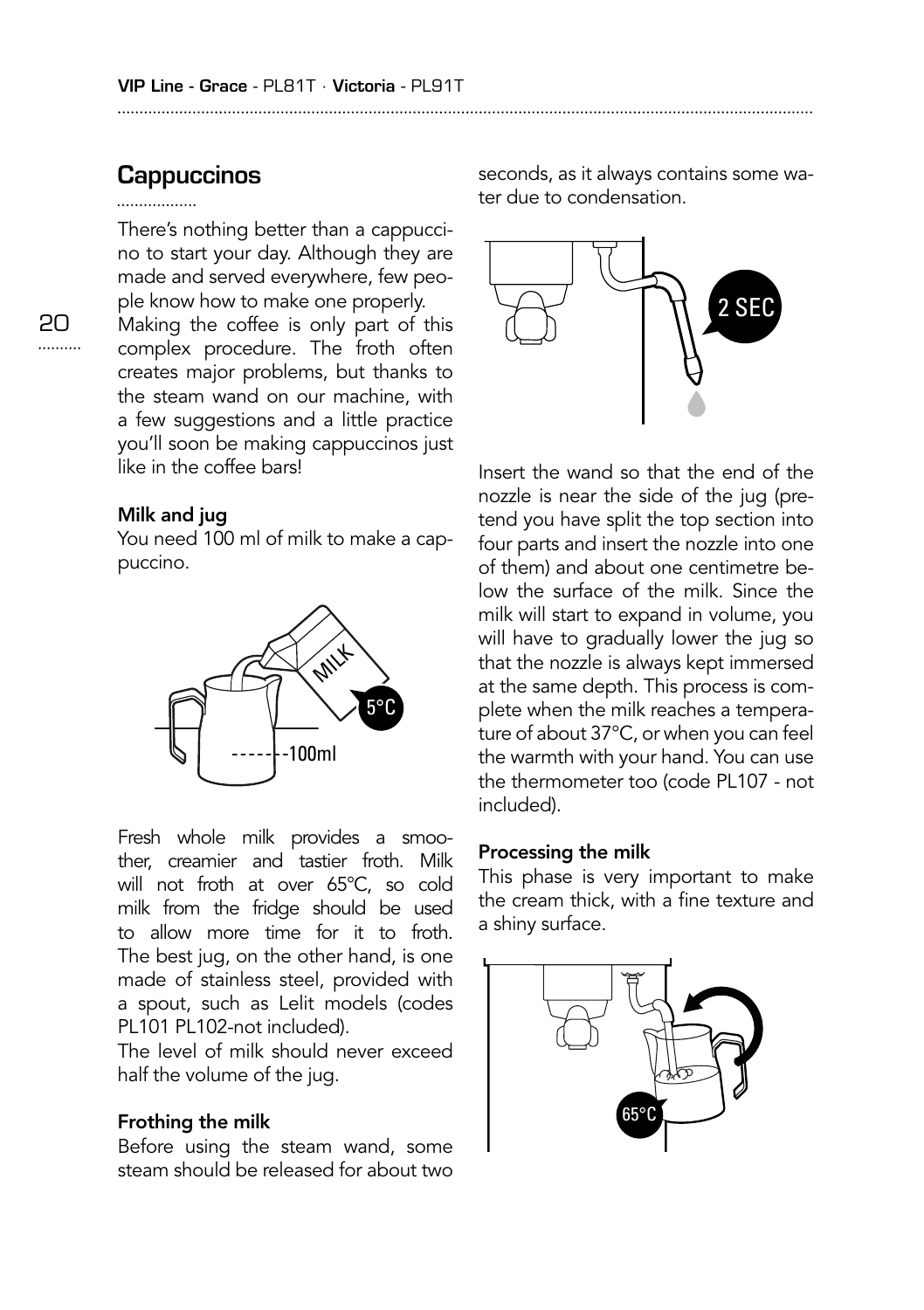## Cappuccinos

There's nothing better than a cappuccino to start your day. Although they are made and served everywhere, few people know how to make one properly.
Making the coffee is only part of this complex procedure. The froth often creates major problems, but thanks to the steam wand on our machine, with a few suggestions and a little practice you'll soon be making cappuccinos just like in the coffee bars!

### Milk and jug

You need 100 ml of milk to make a cappuccino.

Fresh whole milk provides a smoother, creamier and tastier froth. Milk will not froth at over 65°C, so cold milk from the fridge should be used to allow more time for it to froth.
The best jug, on the other hand, is one made of stainless steel, provided with a spout, such as Lelit models (codes PL101 PL102-not included).
The level of milk should never exceed half the volume of the jug.

### Frothing the milk

Before using the steam wand, some steam should be released for about two seconds, as it always contains some water due to condensation.

Insert the wand so that the end of the nozzle is near the side of the jug (pretend you have split the top section into four parts and insert the nozzle into one of them) and about one centimetre below the surface of the milk. Since the milk will start to expand in volume, you will have to gradually lower the jug so that the nozzle is always kept immersed at the same depth. This process is complete when the milk reaches a temperature of about 37°C, or when you can feel the warmth with your hand. You can use the thermometer too (code PL107 - not included).

### Processing the milk

This phase is very important to make the cream thick, with a fine texture and a shiny surface.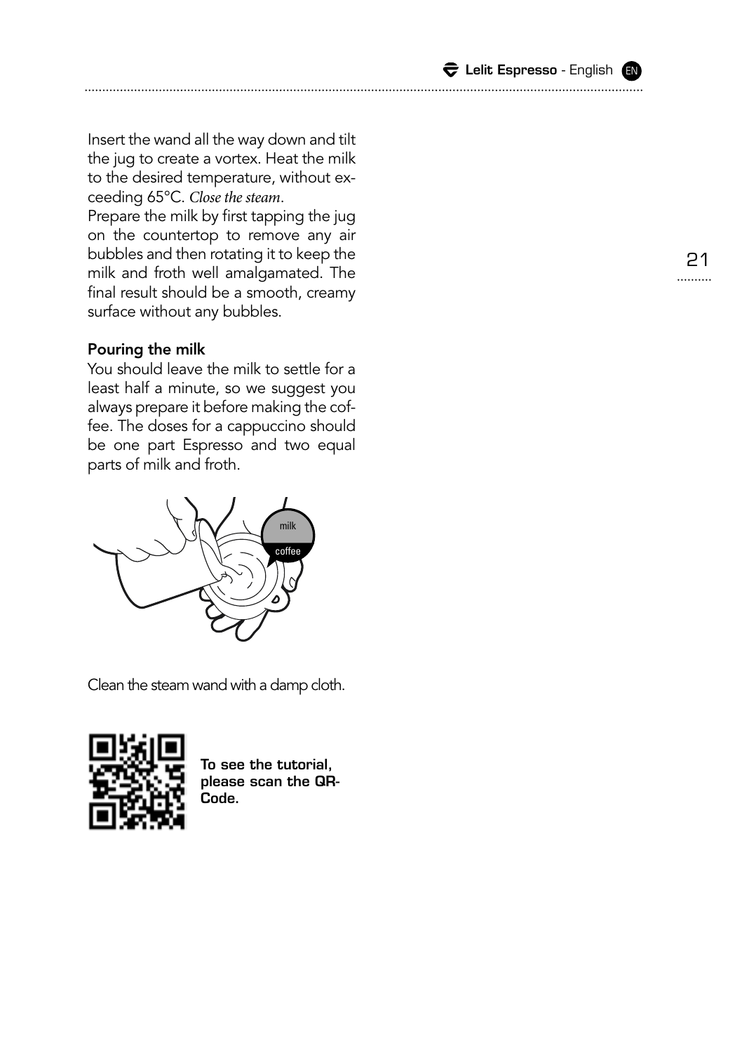Insert the wand all the way down and tilt the jug to create a vortex. Heat the milk to the desired temperature, without exceeding 65°C. *Close the steam*.
Prepare the milk by first tapping the jug on the countertop to remove any air bubbles and then rotating it to keep the milk and froth well amalgamated. The final result should be a smooth, creamy surface without any bubbles.

**Pouring the milk**

You should leave the milk to settle for a least half a minute, so we suggest you always prepare it before making the coffee. The doses for a cappuccino should be one part Espresso and two equal parts of milk and froth.

Clean the steam wand with a damp cloth.

**To see the tutorial, please scan the QR-Code.**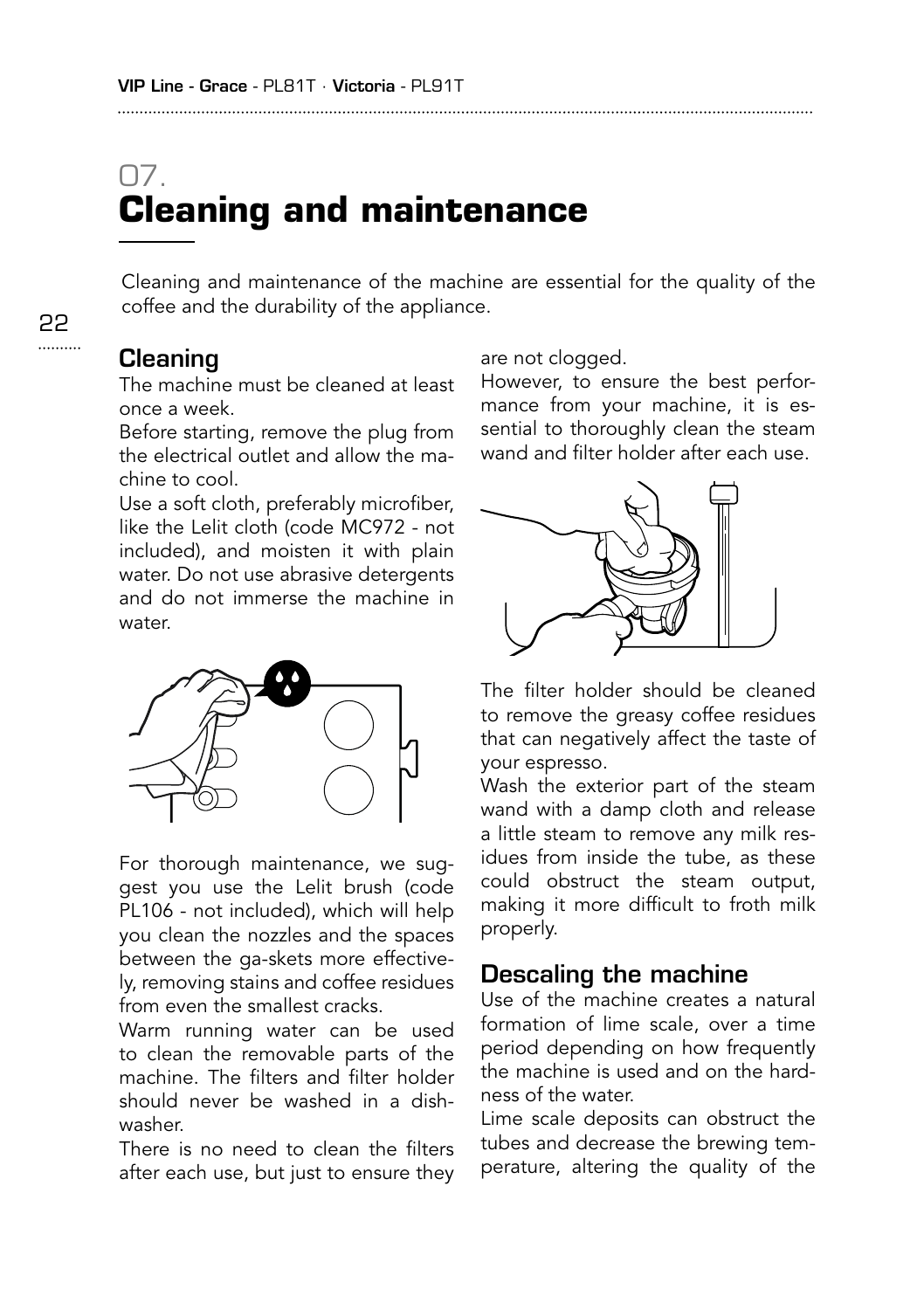# 07.
# Cleaning and maintenance

Cleaning and maintenance of the machine are essential for the quality of the coffee and the durability of the appliance.

## Cleaning

The machine must be cleaned at least once a week.

Before starting, remove the plug from the electrical outlet and allow the machine to cool.

Use a soft cloth, preferably microfiber, like the Lelit cloth (code MC972 - not included), and moisten it with plain water. Do not use abrasive detergents and do not immerse the machine in water.

For thorough maintenance, we suggest you use the Lelit brush (code PL106 - not included), which will help you clean the nozzles and the spaces between the ga-skets more effectively, removing stains and coffee residues from even the smallest cracks.

Warm running water can be used to clean the removable parts of the machine. The filters and filter holder should never be washed in a dishwasher.

There is no need to clean the filters after each use, but just to ensure they are not clogged.

However, to ensure the best performance from your machine, it is essential to thoroughly clean the steam wand and filter holder after each use.

The filter holder should be cleaned to remove the greasy coffee residues that can negatively affect the taste of your espresso.

Wash the exterior part of the steam wand with a damp cloth and release a little steam to remove any milk residues from inside the tube, as these could obstruct the steam output, making it more difficult to froth milk properly.

## Descaling the machine

Use of the machine creates a natural formation of lime scale, over a time period depending on how frequently the machine is used and on the hardness of the water.

Lime scale deposits can obstruct the tubes and decrease the brewing temperature, altering the quality of the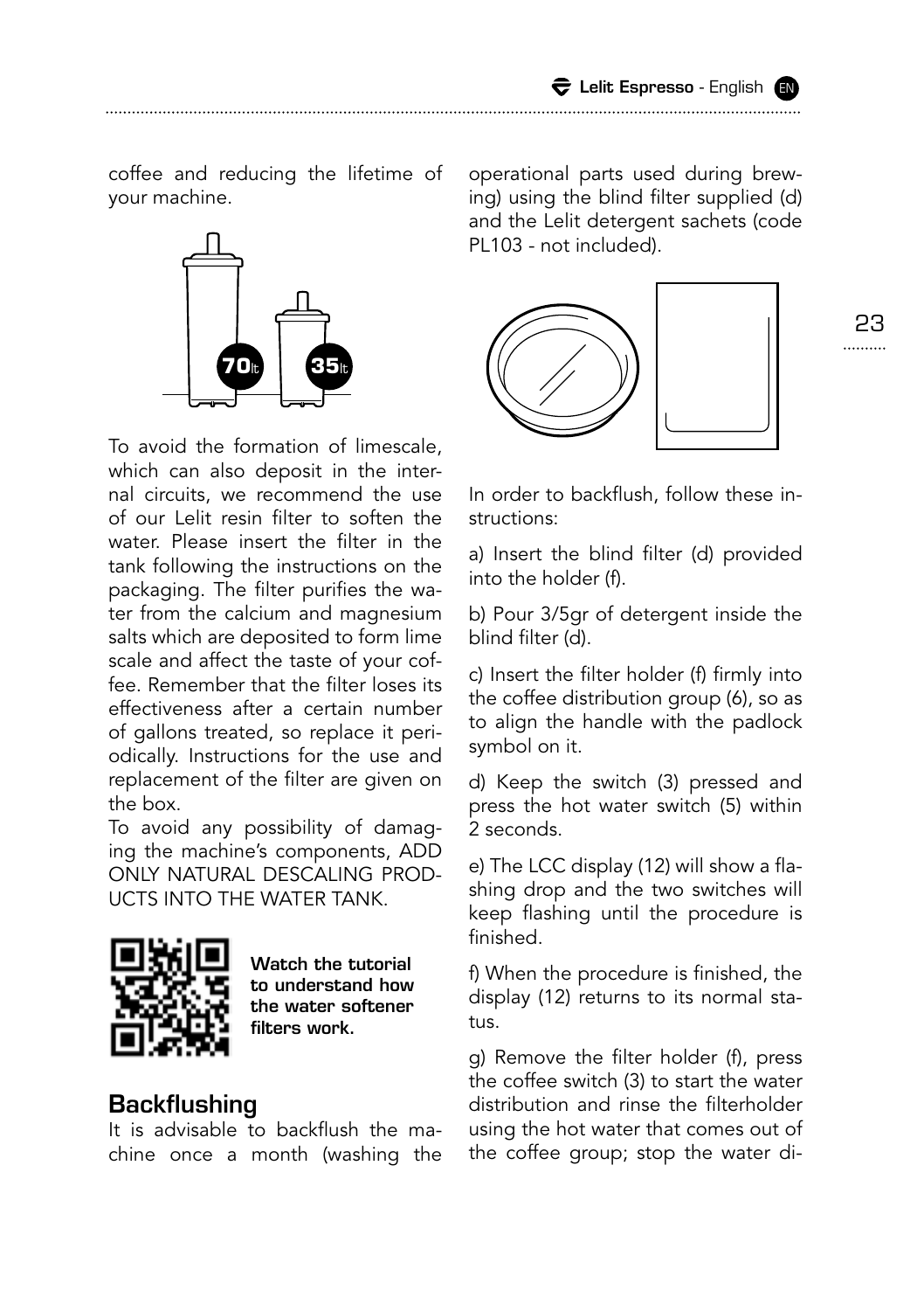coffee and reducing the lifetime of your machine.

To avoid the formation of limescale, which can also deposit in the internal circuits, we recommend the use of our Lelit resin filter to soften the water. Please insert the filter in the tank following the instructions on the packaging. The filter purifies the water from the calcium and magnesium salts which are deposited to form lime scale and affect the taste of your coffee. Remember that the filter loses its effectiveness after a certain number of gallons treated, so replace it periodically. Instructions for the use and replacement of the filter are given on the box.
To avoid any possibility of damaging the machine's components, ADD ONLY NATURAL DESCALING PRODUCTS INTO THE WATER TANK.

**Watch the tutorial to understand how the water softener filters work.**

## Backflushing

It is advisable to backflush the machine once a month (washing the operational parts used during brewing) using the blind filter supplied (d) and the Lelit detergent sachets (code PL103 - not included).

In order to backflush, follow these instructions:

a) Insert the blind filter (d) provided into the holder (f).

b) Pour 3/5gr of detergent inside the blind filter (d).

c) Insert the filter holder (f) firmly into the coffee distribution group (6), so as to align the handle with the padlock symbol on it.

d) Keep the switch (3) pressed and press the hot water switch (5) within 2 seconds.

e) The LCC display (12) will show a flashing drop and the two switches will keep flashing until the procedure is finished.

f) When the procedure is finished, the display (12) returns to its normal status.

g) Remove the filter holder (f), press the coffee switch (3) to start the water distribution and rinse the filterholder using the hot water that comes out of the coffee group; stop the water di-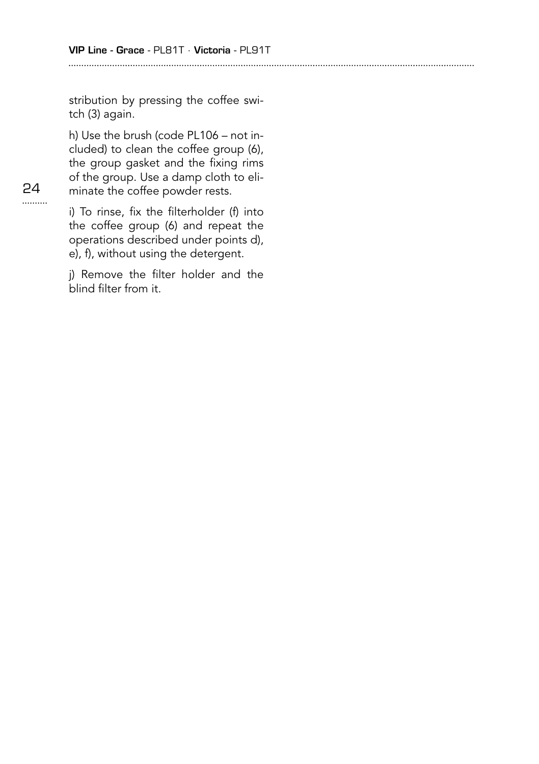stribution by pressing the coffee switch (3) again.

h) Use the brush (code PL106 – not included) to clean the coffee group (6), the group gasket and the fixing rims of the group. Use a damp cloth to eliminate the coffee powder rests.

i) To rinse, fix the filterholder (f) into the coffee group (6) and repeat the operations described under points d), e), f), without using the detergent.

j) Remove the filter holder and the blind filter from it.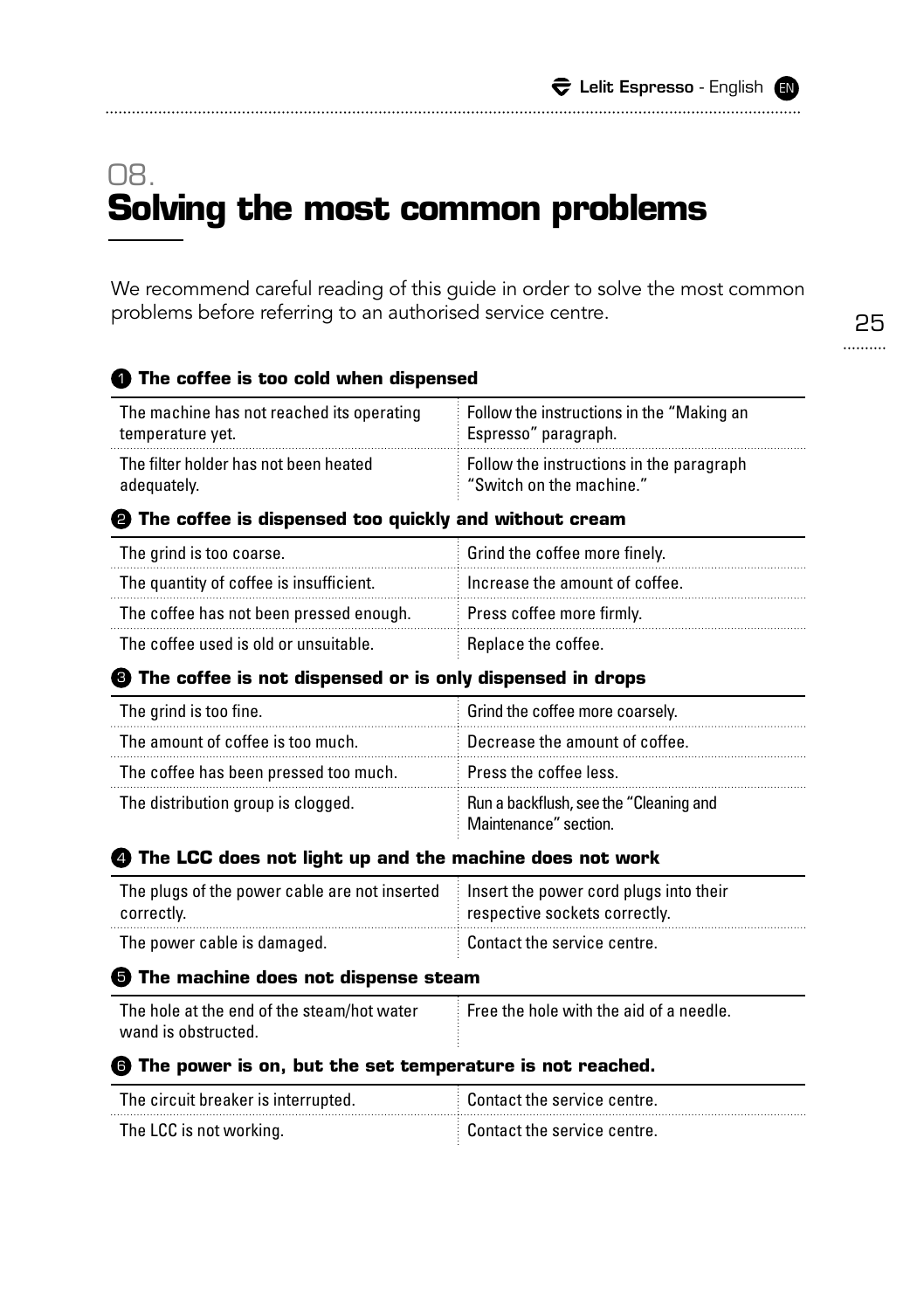# 08. Solving the most common problems

We recommend careful reading of this guide in order to solve the most common problems before referring to an authorised service centre.

### 1 The coffee is too cold when dispensed

| | |
|---|---|
| The machine has not reached its operating temperature yet. | Follow the instructions in the "Making an Espresso" paragraph. |
| The filter holder has not been heated adequately. | Follow the instructions in the paragraph "Switch on the machine." |

### 2 The coffee is dispensed too quickly and without cream

| | |
|---|---|
| The grind is too coarse. | Grind the coffee more finely. |
| The quantity of coffee is insufficient. | Increase the amount of coffee. |
| The coffee has not been pressed enough. | Press coffee more firmly. |
| The coffee used is old or unsuitable. | Replace the coffee. |

### 3 The coffee is not dispensed or is only dispensed in drops

| | |
|---|---|
| The grind is too fine. | Grind the coffee more coarsely. |
| The amount of coffee is too much. | Decrease the amount of coffee. |
| The coffee has been pressed too much. | Press the coffee less. |
| The distribution group is clogged. | Run a backflush, see the "Cleaning and Maintenance" section. |

### 4 The LCC does not light up and the machine does not work

| | |
|---|---|
| The plugs of the power cable are not inserted correctly. | Insert the power cord plugs into their respective sockets correctly. |
| The power cable is damaged. | Contact the service centre. |

### 5 The machine does not dispense steam

| | |
|---|---|
| The hole at the end of the steam/hot water wand is obstructed. | Free the hole with the aid of a needle. |

### 6 The power is on, but the set temperature is not reached.

| | |
|---|---|
| The circuit breaker is interrupted. | Contact the service centre. |
| The LCC is not working. | Contact the service centre. |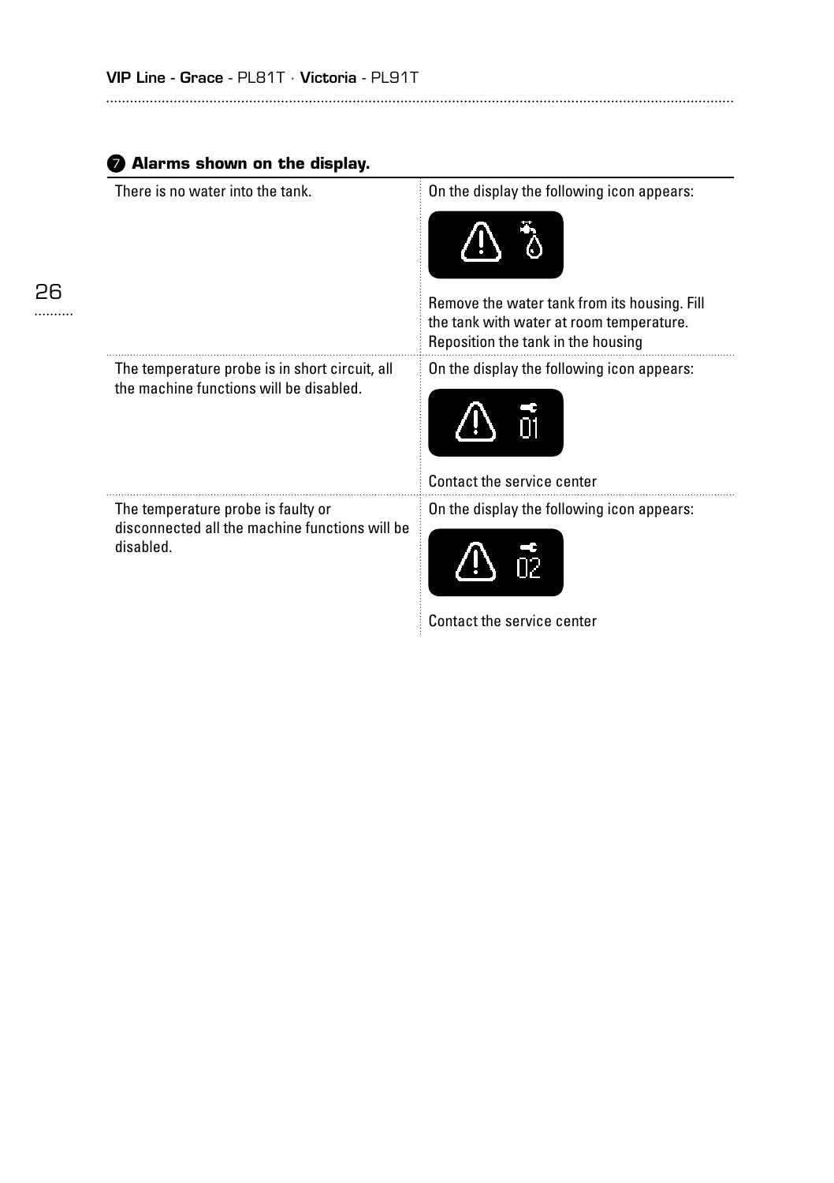## 7 Alarms shown on the display.

| | |
|---|---|
| There is no water into the tank. | On the display the following icon appears: Remove the water tank from its housing. Fill the tank with water at room temperature. Reposition the tank in the housing |
| The temperature probe is in short circuit, all the machine functions will be disabled. | On the display the following icon appears: 01 Contact the service center |
| The temperature probe is faulty or disconnected all the machine functions will be disabled. | On the display the following icon appears: 02 Contact the service center |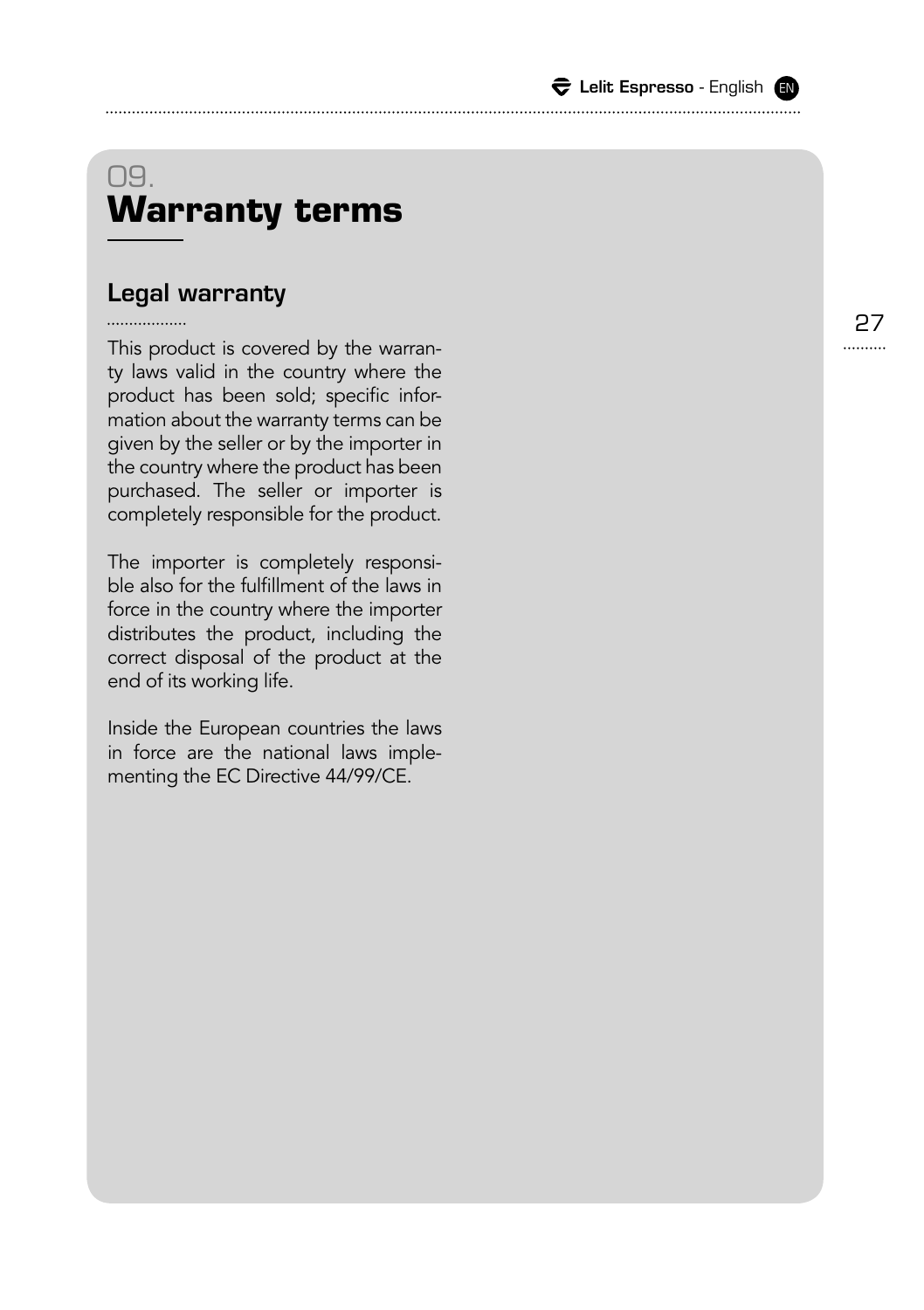# 09. Warranty terms

## Legal warranty

This product is covered by the warranty laws valid in the country where the product has been sold; specific information about the warranty terms can be given by the seller or by the importer in the country where the product has been purchased. The seller or importer is completely responsible for the product.

The importer is completely responsible also for the fulfillment of the laws in force in the country where the importer distributes the product, including the correct disposal of the product at the end of its working life.

Inside the European countries the laws in force are the national laws implementing the EC Directive 44/99/CE.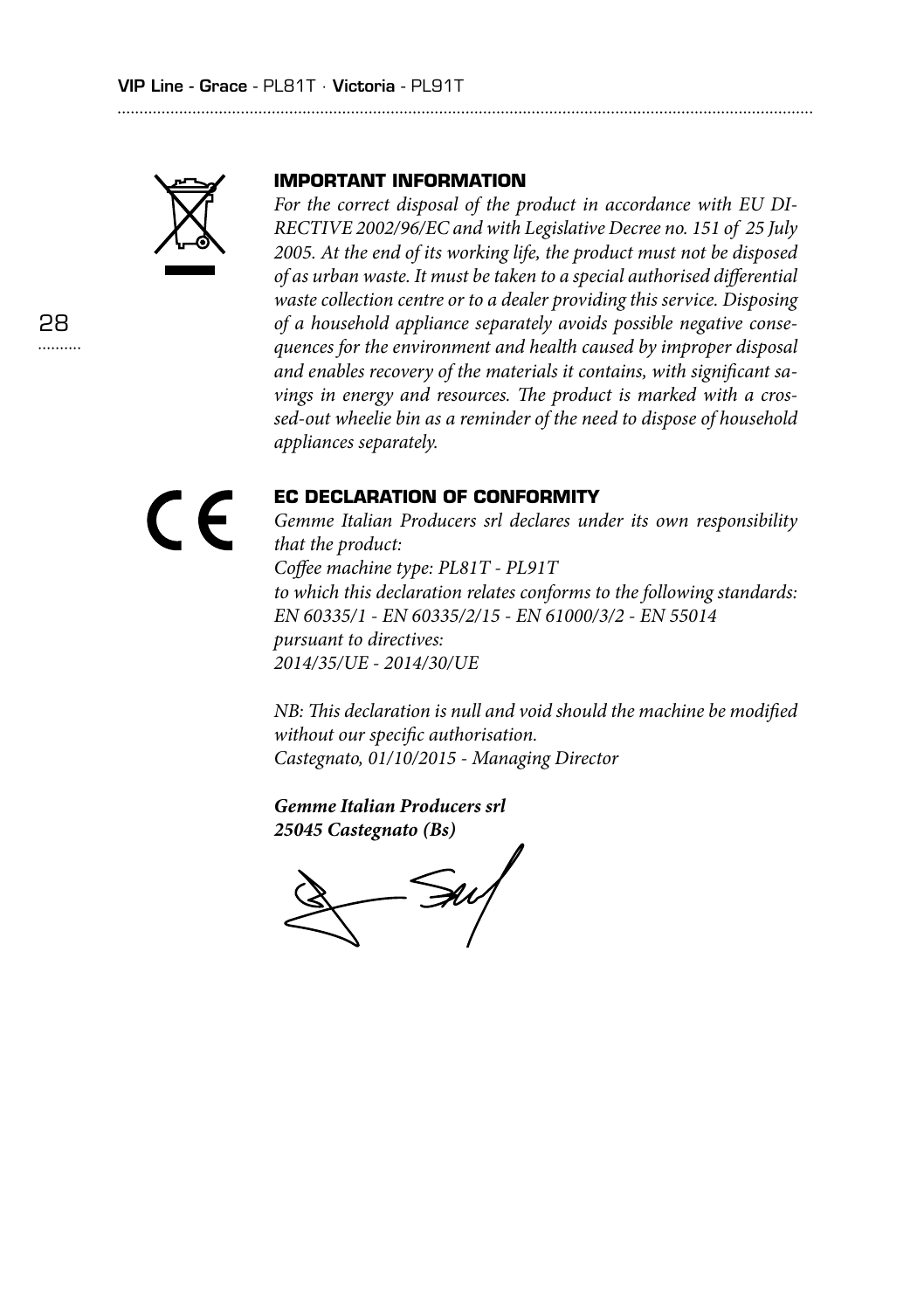## IMPORTANT INFORMATION

*For the correct disposal of the product in accordance with EU DIRECTIVE 2002/96/EC and with Legislative Decree no. 151 of 25 July 2005. At the end of its working life, the product must not be disposed of as urban waste. It must be taken to a special authorised differential waste collection centre or to a dealer providing this service. Disposing of a household appliance separately avoids possible negative consequences for the environment and health caused by improper disposal and enables recovery of the materials it contains, with significant savings in energy and resources. The product is marked with a crossed-out wheelie bin as a reminder of the need to dispose of household appliances separately.*

## EC DECLARATION OF CONFORMITY

*Gemme Italian Producers srl declares under its own responsibility that the product:*
*Coffee machine type: PL81T - PL91T*
*to which this declaration relates conforms to the following standards:*
*EN 60335/1 - EN 60335/2/15 - EN 61000/3/2 - EN 55014*
*pursuant to directives:*
*2014/35/UE - 2014/30/UE*

*NB: This declaration is null and void should the machine be modified without our specific authorisation.*
*Castegnato, 01/10/2015 - Managing Director*

***Gemme Italian Producers srl***
***25045 Castegnato (Bs)***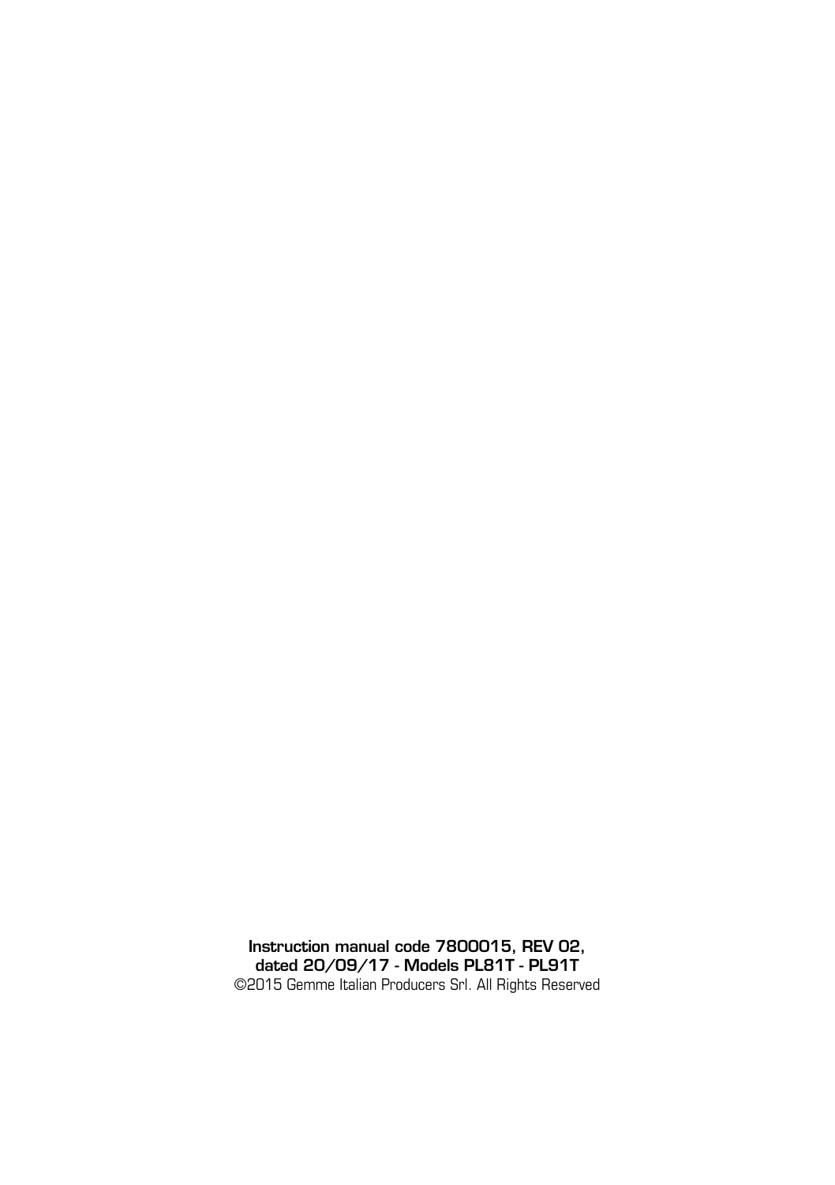**Instruction manual code 7800015, REV 02,**
**dated 20/09/17 - Models PL81T - PL91T**
©2015 Gemme Italian Producers Srl. All Rights Reserved